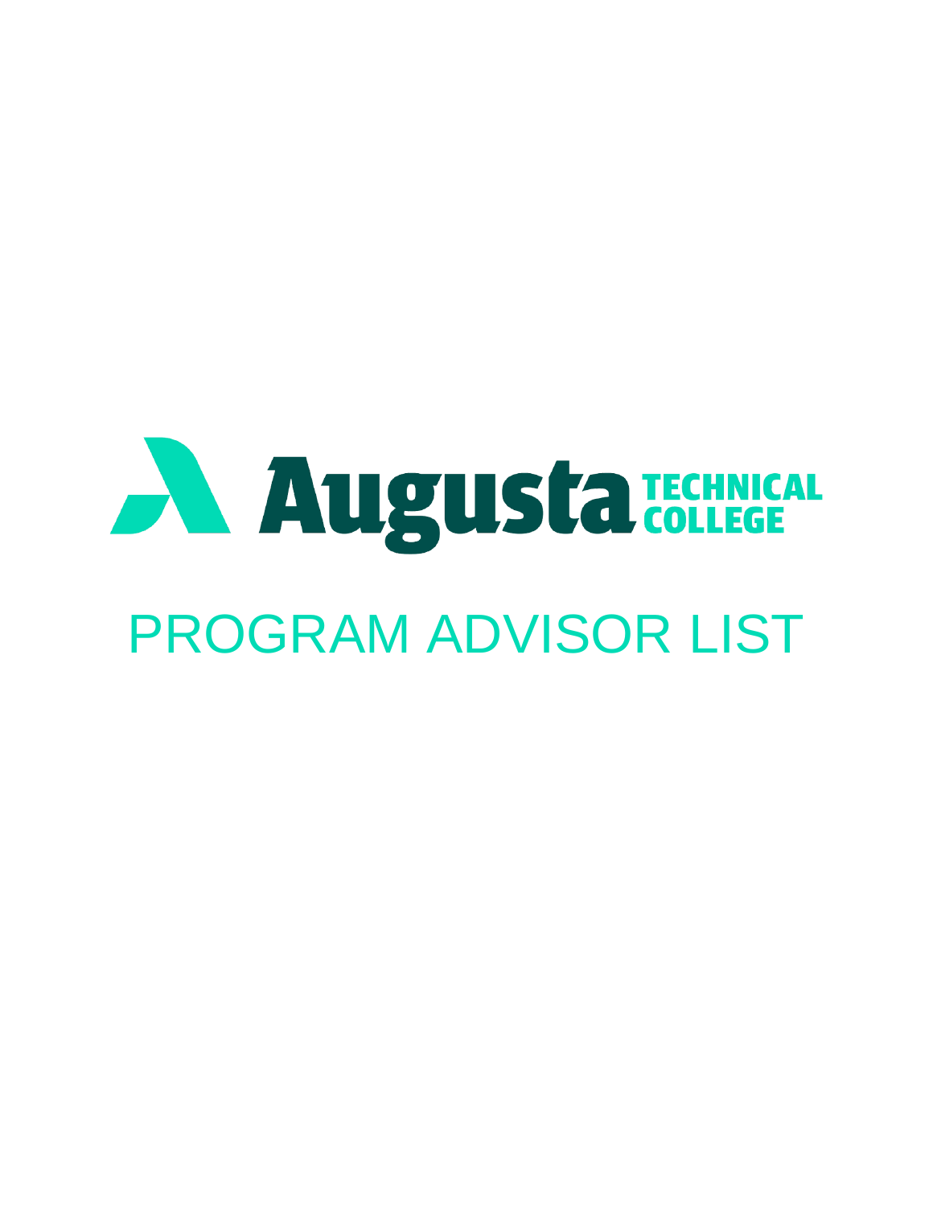# Augusta TECHNICAL COLLEGE

# PROGRAM ADVISOR LIST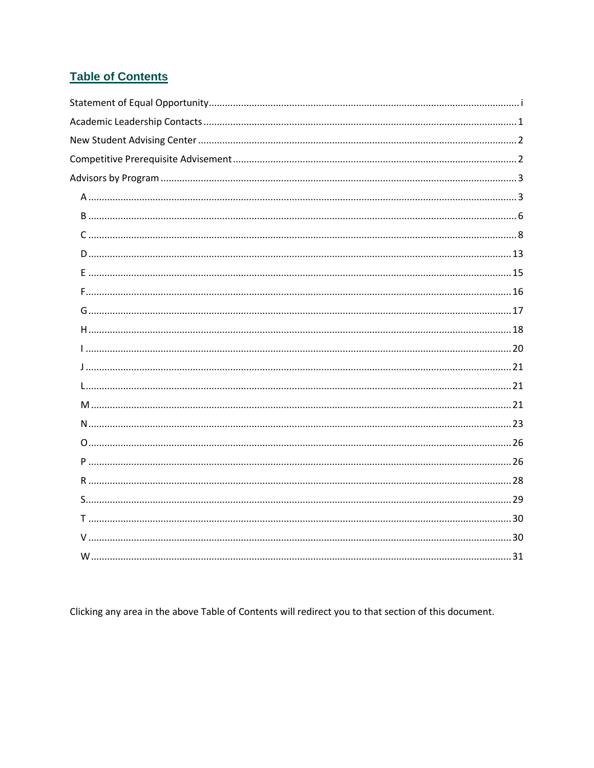## Table of Contents

- Statement of Equal Opportunity ........ i
- Academic Leadership Contacts ........ 1
- New Student Advising Center ........ 2
- Competitive Prerequisite Advisement ........ 2
- Advisors by Program ........ 3
  - A ........ 3
  - B ........ 6
  - C ........ 8
  - D ........ 13
  - E ........ 15
  - F ........ 16
  - G ........ 17
  - H ........ 18
  - I ........ 20
  - J ........ 21
  - L ........ 21
  - M ........ 21
  - N ........ 23
  - O ........ 26
  - P ........ 26
  - R ........ 28
  - S ........ 29
  - T ........ 30
  - V ........ 30
  - W ........ 31

Clicking any area in the above Table of Contents will redirect you to that section of this document.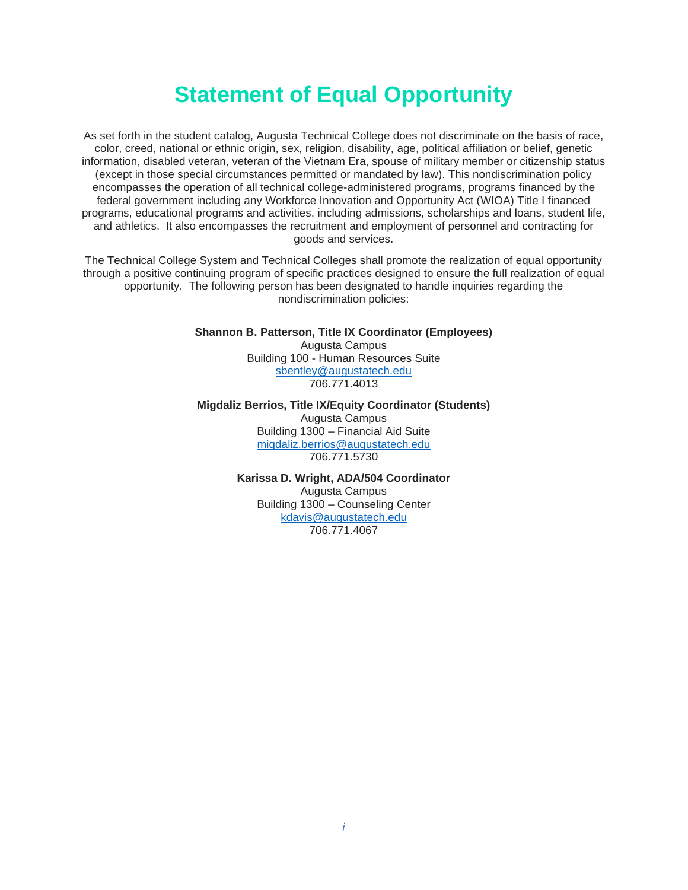# Statement of Equal Opportunity

As set forth in the student catalog, Augusta Technical College does not discriminate on the basis of race, color, creed, national or ethnic origin, sex, religion, disability, age, political affiliation or belief, genetic information, disabled veteran, veteran of the Vietnam Era, spouse of military member or citizenship status (except in those special circumstances permitted or mandated by law). This nondiscrimination policy encompasses the operation of all technical college-administered programs, programs financed by the federal government including any Workforce Innovation and Opportunity Act (WIOA) Title I financed programs, educational programs and activities, including admissions, scholarships and loans, student life, and athletics. It also encompasses the recruitment and employment of personnel and contracting for goods and services.

The Technical College System and Technical Colleges shall promote the realization of equal opportunity through a positive continuing program of specific practices designed to ensure the full realization of equal opportunity. The following person has been designated to handle inquiries regarding the nondiscrimination policies:

**Shannon B. Patterson, Title IX Coordinator (Employees)**
Augusta Campus
Building 100 - Human Resources Suite
sbentley@augustatech.edu
706.771.4013

**Migdaliz Berrios, Title IX/Equity Coordinator (Students)**
Augusta Campus
Building 1300 – Financial Aid Suite
migdaliz.berrios@augustatech.edu
706.771.5730

**Karissa D. Wright, ADA/504 Coordinator**
Augusta Campus
Building 1300 – Counseling Center
kdavis@augustatech.edu
706.771.4067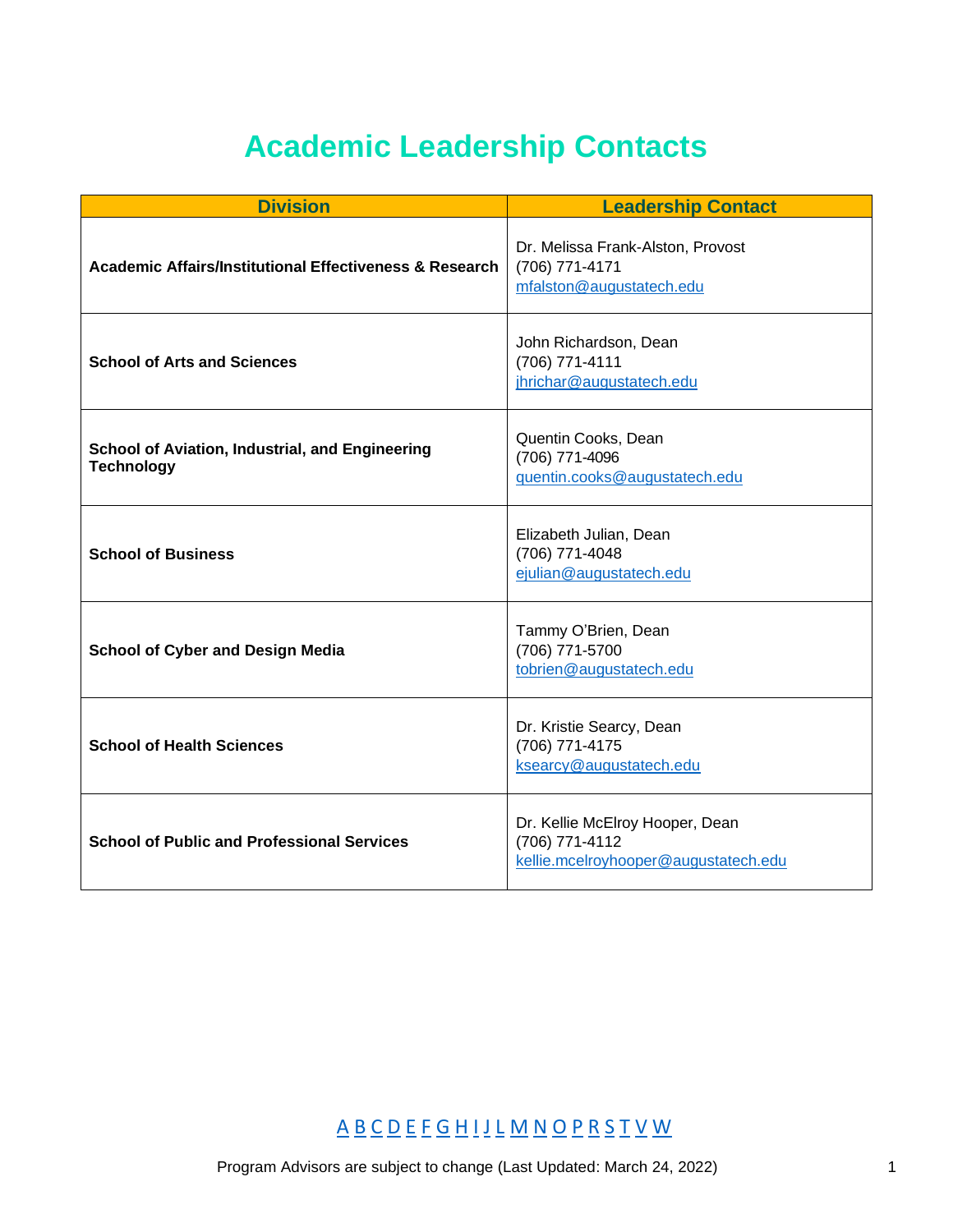# Academic Leadership Contacts

| Division | Leadership Contact |
| --- | --- |
| **Academic Affairs/Institutional Effectiveness & Research** | Dr. Melissa Frank-Alston, Provost<br>(706) 771-4171<br>mfalston@augustatech.edu |
| **School of Arts and Sciences** | John Richardson, Dean<br>(706) 771-4111<br>jhrichar@augustatech.edu |
| **School of Aviation, Industrial, and Engineering Technology** | Quentin Cooks, Dean<br>(706) 771-4096<br>quentin.cooks@augustatech.edu |
| **School of Business** | Elizabeth Julian, Dean<br>(706) 771-4048<br>ejulian@augustatech.edu |
| **School of Cyber and Design Media** | Tammy O'Brien, Dean<br>(706) 771-5700<br>tobrien@augustatech.edu |
| **School of Health Sciences** | Dr. Kristie Searcy, Dean<br>(706) 771-4175<br>ksearcy@augustatech.edu |
| **School of Public and Professional Services** | Dr. Kellie McElroy Hooper, Dean<br>(706) 771-4112<br>kellie.mcelroyhooper@augustatech.edu |

A B C D E F G H I J L M N O P R S T V W

Program Advisors are subject to change (Last Updated: March 24, 2022)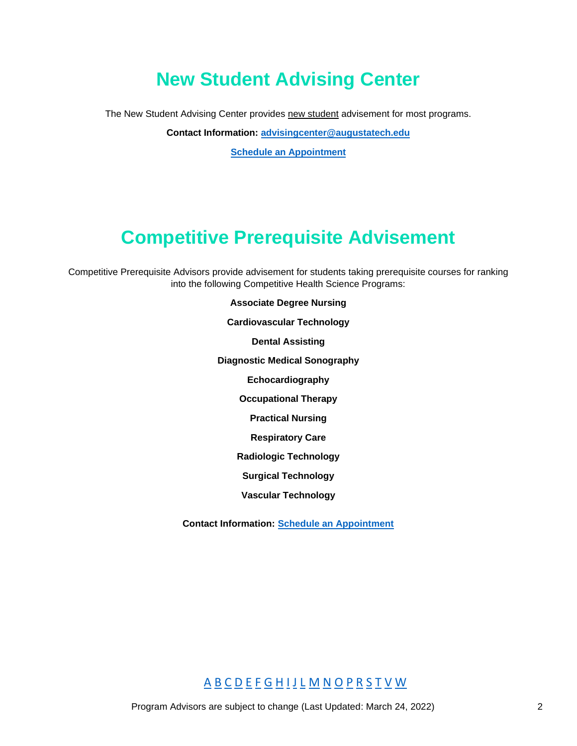# New Student Advising Center

The New Student Advising Center provides new student advisement for most programs.

**Contact Information:** **advisingcenter@augustatech.edu**

**Schedule an Appointment**

# Competitive Prerequisite Advisement

Competitive Prerequisite Advisors provide advisement for students taking prerequisite courses for ranking into the following Competitive Health Science Programs:

**Associate Degree Nursing**

**Cardiovascular Technology**

**Dental Assisting**

**Diagnostic Medical Sonography**

**Echocardiography**

**Occupational Therapy**

**Practical Nursing**

**Respiratory Care**

**Radiologic Technology**

**Surgical Technology**

**Vascular Technology**

**Contact Information:** **Schedule an Appointment**

A B C D E F G H I J L M N O P R S T V W

Program Advisors are subject to change (Last Updated: March 24, 2022)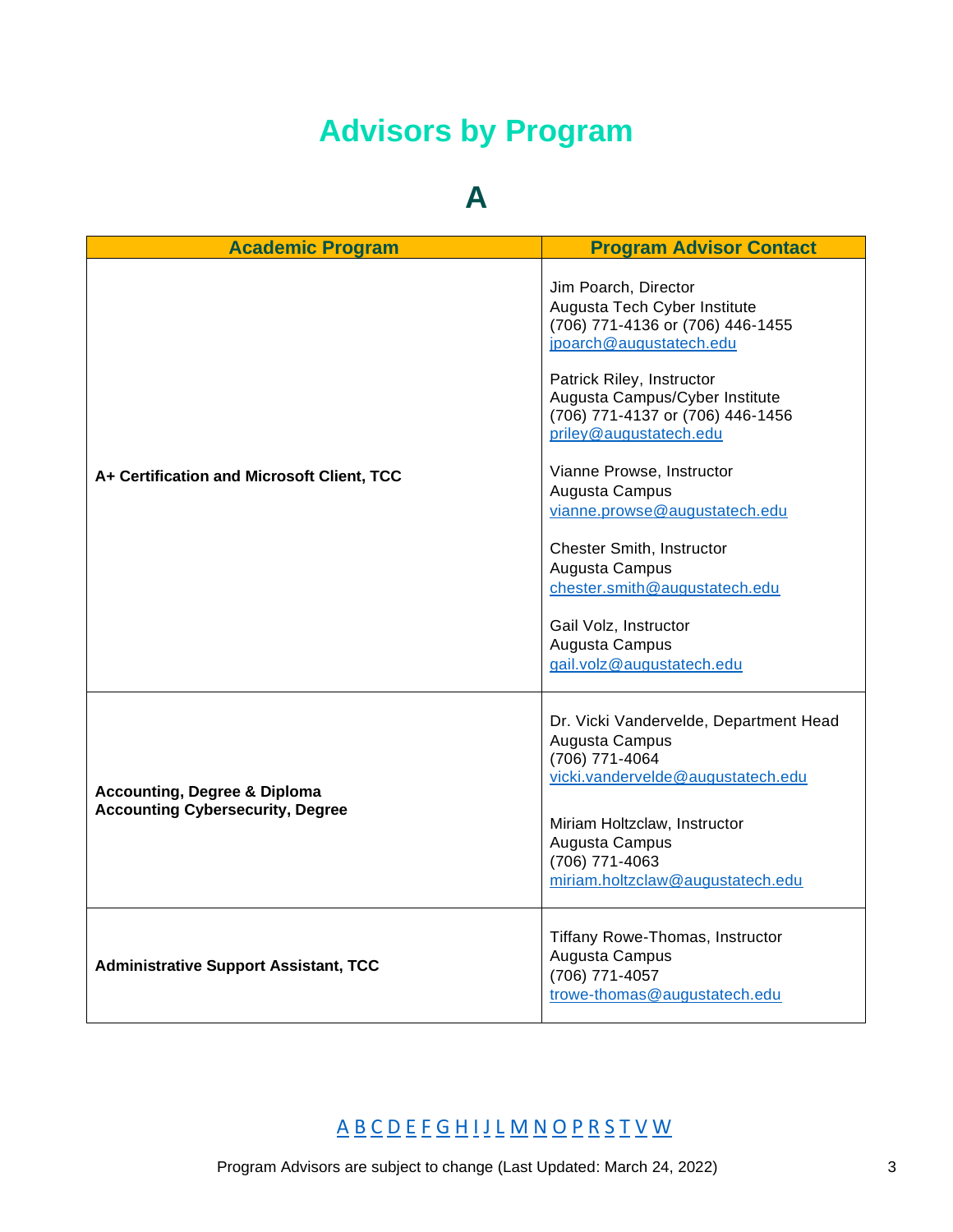# Advisors by Program

## A

| Academic Program | Program Advisor Contact |
|---|---|
| **A+ Certification and Microsoft Client, TCC** | Jim Poarch, Director<br>Augusta Tech Cyber Institute<br>(706) 771-4136 or (706) 446-1455<br>jpoarch@augustatech.edu<br><br>Patrick Riley, Instructor<br>Augusta Campus/Cyber Institute<br>(706) 771-4137 or (706) 446-1456<br>priley@augustatech.edu<br><br>Vianne Prowse, Instructor<br>Augusta Campus<br>vianne.prowse@augustatech.edu<br><br>Chester Smith, Instructor<br>Augusta Campus<br>chester.smith@augustatech.edu<br><br>Gail Volz, Instructor<br>Augusta Campus<br>gail.volz@augustatech.edu |
| **Accounting, Degree & Diploma**<br>**Accounting Cybersecurity, Degree** | Dr. Vicki Vandervelde, Department Head<br>Augusta Campus<br>(706) 771-4064<br>vicki.vandervelde@augustatech.edu<br><br>Miriam Holtzclaw, Instructor<br>Augusta Campus<br>(706) 771-4063<br>miriam.holtzclaw@augustatech.edu |
| **Administrative Support Assistant, TCC** | Tiffany Rowe-Thomas, Instructor<br>Augusta Campus<br>(706) 771-4057<br>trowe-thomas@augustatech.edu |

A B C D E F G H I J L M N O P R S T V W

Program Advisors are subject to change (Last Updated: March 24, 2022)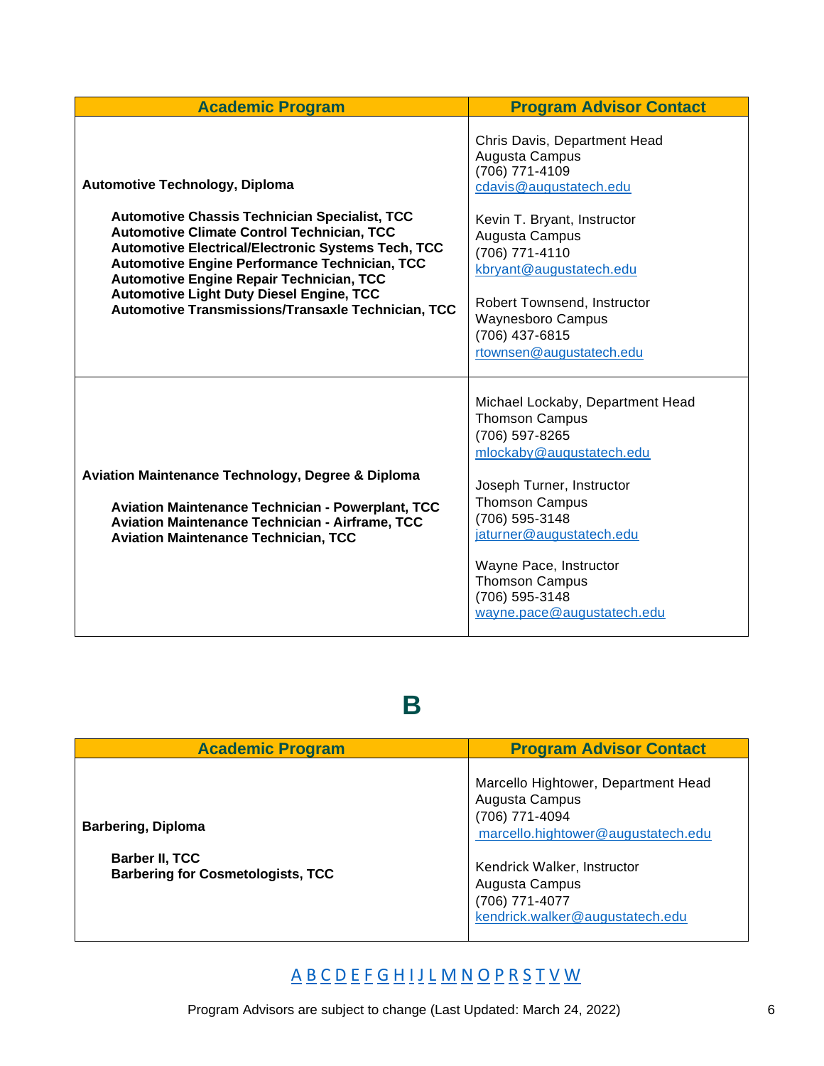| Academic Program | Program Advisor Contact |
|---|---|
| **Automotive Technology, Diploma**<br><br>**Automotive Chassis Technician Specialist, TCC**<br>**Automotive Climate Control Technician, TCC**<br>**Automotive Electrical/Electronic Systems Tech, TCC**<br>**Automotive Engine Performance Technician, TCC**<br>**Automotive Engine Repair Technician, TCC**<br>**Automotive Light Duty Diesel Engine, TCC**<br>**Automotive Transmissions/Transaxle Technician, TCC** | Chris Davis, Department Head<br>Augusta Campus<br>(706) 771-4109<br>cdavis@augustatech.edu<br><br>Kevin T. Bryant, Instructor<br>Augusta Campus<br>(706) 771-4110<br>kbryant@augustatech.edu<br><br>Robert Townsend, Instructor<br>Waynesboro Campus<br>(706) 437-6815<br>rtownsen@augustatech.edu |
| **Aviation Maintenance Technology, Degree & Diploma**<br><br>**Aviation Maintenance Technician - Powerplant, TCC**<br>**Aviation Maintenance Technician - Airframe, TCC**<br>**Aviation Maintenance Technician, TCC** | Michael Lockaby, Department Head<br>Thomson Campus<br>(706) 597-8265<br>mlockaby@augustatech.edu<br><br>Joseph Turner, Instructor<br>Thomson Campus<br>(706) 595-3148<br>jaturner@augustatech.edu<br><br>Wayne Pace, Instructor<br>Thomson Campus<br>(706) 595-3148<br>wayne.pace@augustatech.edu |

# B

| Academic Program | Program Advisor Contact |
|---|---|
| **Barbering, Diploma**<br><br>**Barber II, TCC**<br>**Barbering for Cosmetologists, TCC** | Marcello Hightower, Department Head<br>Augusta Campus<br>(706) 771-4094<br>marcello.hightower@augustatech.edu<br><br>Kendrick Walker, Instructor<br>Augusta Campus<br>(706) 771-4077<br>kendrick.walker@augustatech.edu |

A B C D E F G H I J L M N O P R S T V W

Program Advisors are subject to change (Last Updated: March 24, 2022)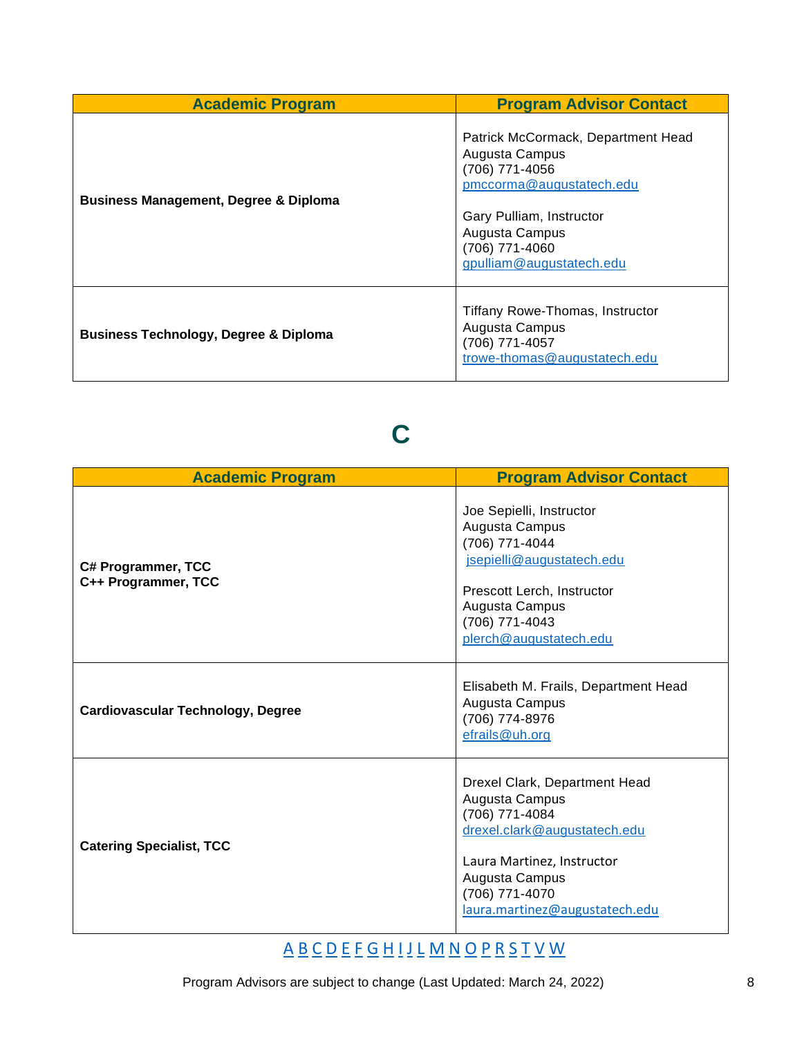| Academic Program | Program Advisor Contact |
|---|---|
| **Business Management, Degree & Diploma** | Patrick McCormack, Department Head<br>Augusta Campus<br>(706) 771-4056<br>pmccorma@augustatech.edu<br><br>Gary Pulliam, Instructor<br>Augusta Campus<br>(706) 771-4060<br>gpulliam@augustatech.edu |
| **Business Technology, Degree & Diploma** | Tiffany Rowe-Thomas, Instructor<br>Augusta Campus<br>(706) 771-4057<br>trowe-thomas@augustatech.edu |

## C

| Academic Program | Program Advisor Contact |
|---|---|
| **C# Programmer, TCC**<br>**C++ Programmer, TCC** | Joe Sepielli, Instructor<br>Augusta Campus<br>(706) 771-4044<br>jsepielli@augustatech.edu<br><br>Prescott Lerch, Instructor<br>Augusta Campus<br>(706) 771-4043<br>plerch@augustatech.edu |
| **Cardiovascular Technology, Degree** | Elisabeth M. Frails, Department Head<br>Augusta Campus<br>(706) 774-8976<br>efrails@uh.org |
| **Catering Specialist, TCC** | Drexel Clark, Department Head<br>Augusta Campus<br>(706) 771-4084<br>drexel.clark@augustatech.edu<br><br>Laura Martinez, Instructor<br>Augusta Campus<br>(706) 771-4070<br>laura.martinez@augustatech.edu |

A B C D E F G H I J L M N O P R S T V W

Program Advisors are subject to change (Last Updated: March 24, 2022)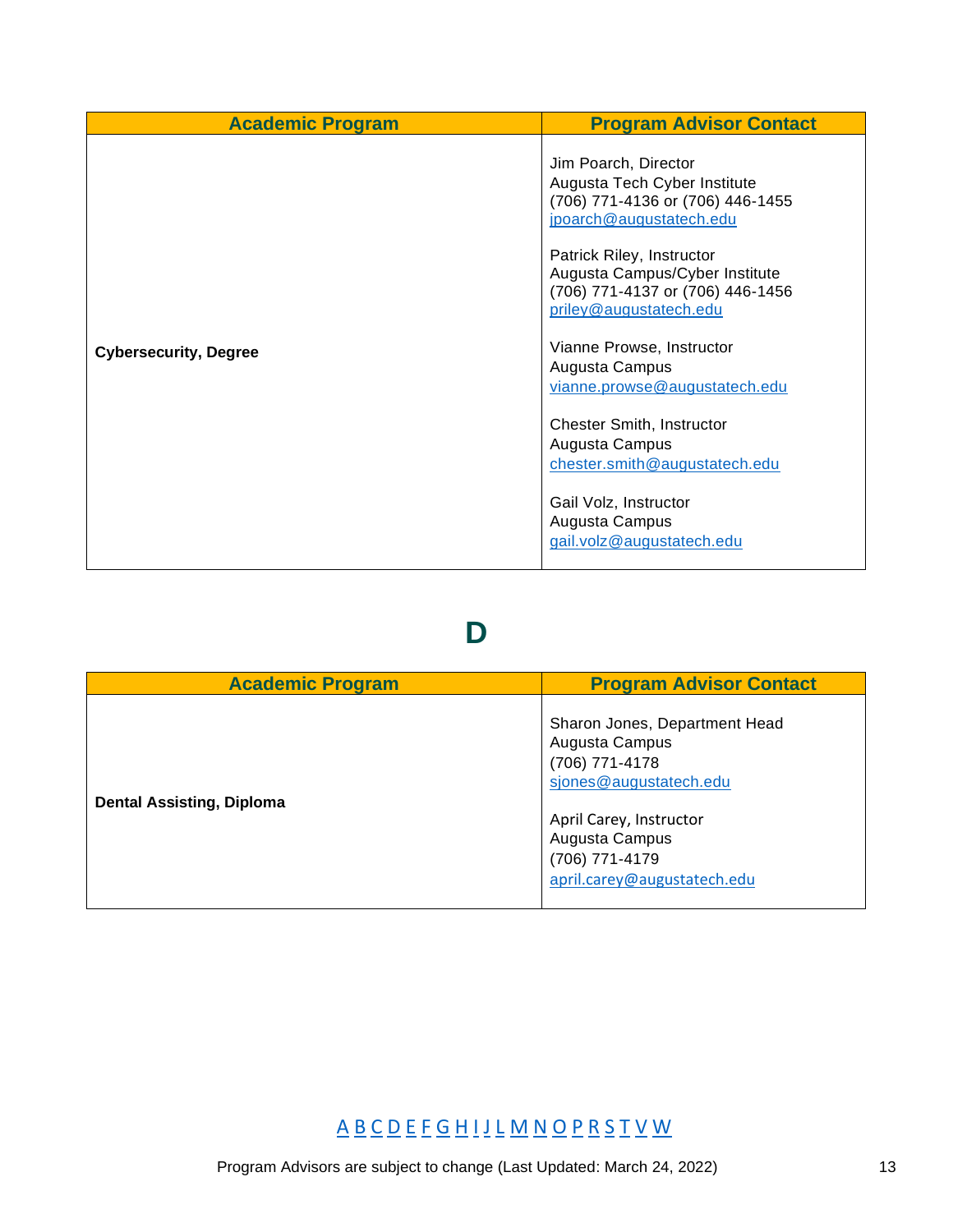| Academic Program | Program Advisor Contact |
| --- | --- |
| **Cybersecurity, Degree** | Jim Poarch, Director<br>Augusta Tech Cyber Institute<br>(706) 771-4136 or (706) 446-1455<br>jpoarch@augustatech.edu<br><br>Patrick Riley, Instructor<br>Augusta Campus/Cyber Institute<br>(706) 771-4137 or (706) 446-1456<br>priley@augustatech.edu<br><br>Vianne Prowse, Instructor<br>Augusta Campus<br>vianne.prowse@augustatech.edu<br><br>Chester Smith, Instructor<br>Augusta Campus<br>chester.smith@augustatech.edu<br><br>Gail Volz, Instructor<br>Augusta Campus<br>gail.volz@augustatech.edu |

# D

| Academic Program | Program Advisor Contact |
| --- | --- |
| **Dental Assisting, Diploma** | Sharon Jones, Department Head<br>Augusta Campus<br>(706) 771-4178<br>sjones@augustatech.edu<br><br>April Carey, Instructor<br>Augusta Campus<br>(706) 771-4179<br>april.carey@augustatech.edu |

A B C D E F G H I J L M N O P R S T V W

Program Advisors are subject to change (Last Updated: March 24, 2022)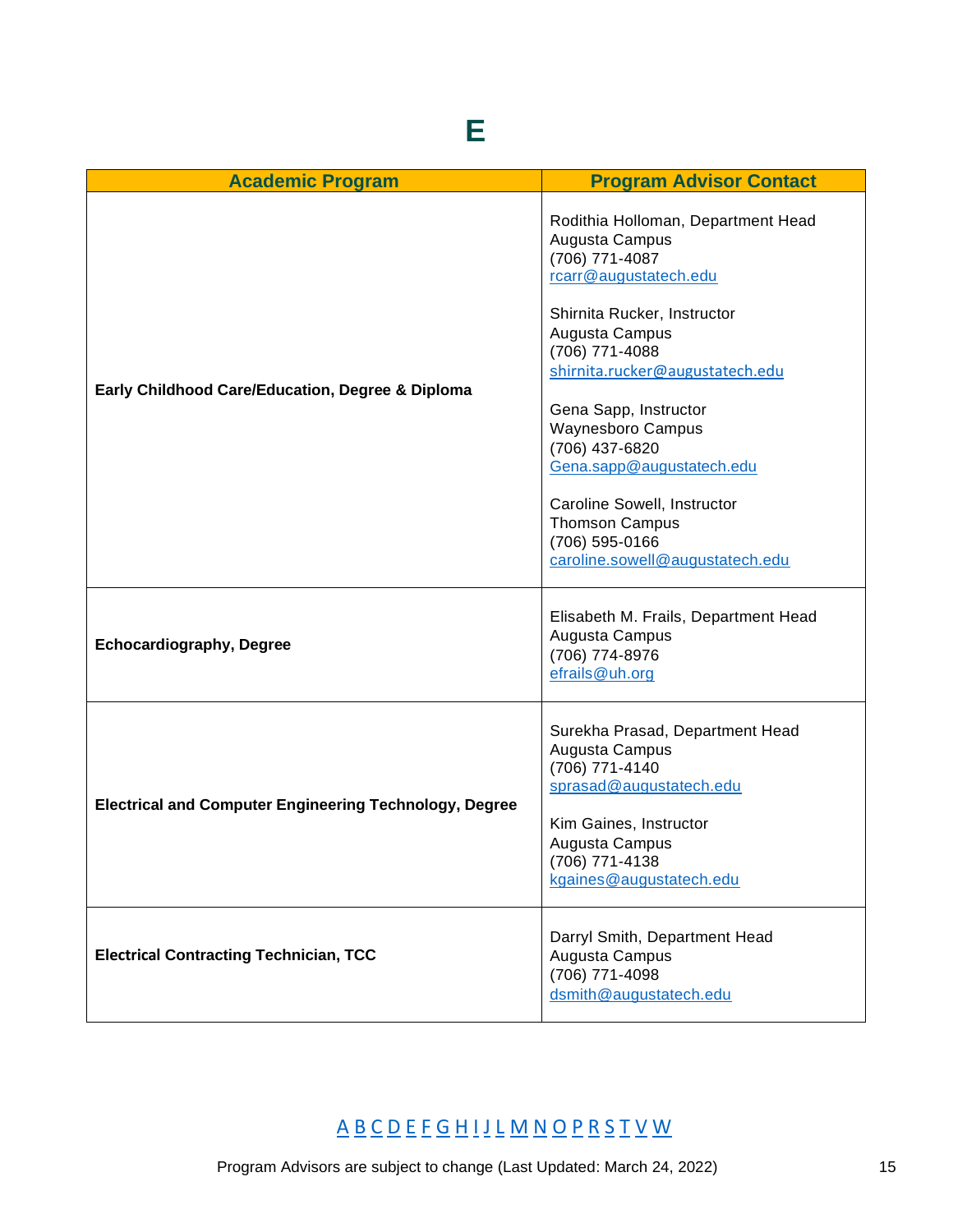# E

| Academic Program | Program Advisor Contact |
|---|---|
| **Early Childhood Care/Education, Degree & Diploma** | Rodithia Holloman, Department Head<br>Augusta Campus<br>(706) 771-4087<br>rcarr@augustatech.edu<br><br>Shirnita Rucker, Instructor<br>Augusta Campus<br>(706) 771-4088<br>shirnita.rucker@augustatech.edu<br><br>Gena Sapp, Instructor<br>Waynesboro Campus<br>(706) 437-6820<br>Gena.sapp@augustatech.edu<br><br>Caroline Sowell, Instructor<br>Thomson Campus<br>(706) 595-0166<br>caroline.sowell@augustatech.edu |
| **Echocardiography, Degree** | Elisabeth M. Frails, Department Head<br>Augusta Campus<br>(706) 774-8976<br>efrails@uh.org |
| **Electrical and Computer Engineering Technology, Degree** | Surekha Prasad, Department Head<br>Augusta Campus<br>(706) 771-4140<br>sprasad@augustatech.edu<br><br>Kim Gaines, Instructor<br>Augusta Campus<br>(706) 771-4138<br>kgaines@augustatech.edu |
| **Electrical Contracting Technician, TCC** | Darryl Smith, Department Head<br>Augusta Campus<br>(706) 771-4098<br>dsmith@augustatech.edu |

A B C D E F G H I J L M N O P R S T V W

Program Advisors are subject to change (Last Updated: March 24, 2022)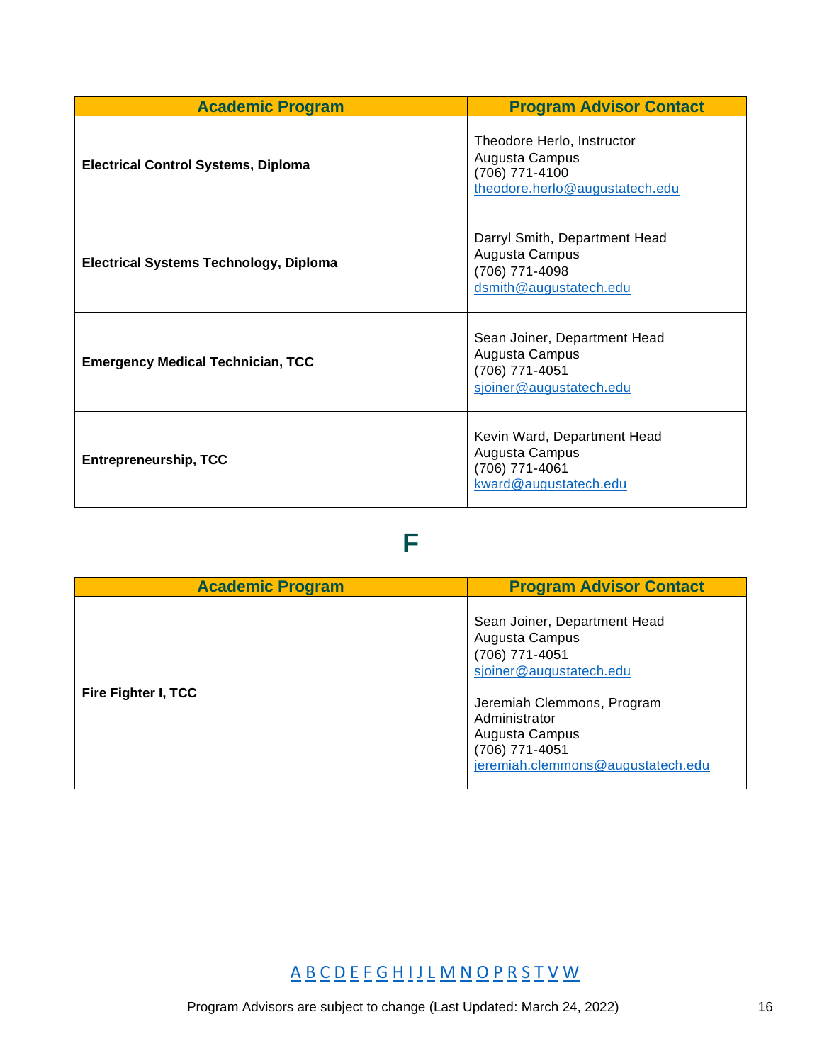| Academic Program | Program Advisor Contact |
| --- | --- |
| **Electrical Control Systems, Diploma** | Theodore Herlo, Instructor<br>Augusta Campus<br>(706) 771-4100<br>theodore.herlo@augustatech.edu |
| **Electrical Systems Technology, Diploma** | Darryl Smith, Department Head<br>Augusta Campus<br>(706) 771-4098<br>dsmith@augustatech.edu |
| **Emergency Medical Technician, TCC** | Sean Joiner, Department Head<br>Augusta Campus<br>(706) 771-4051<br>sjoiner@augustatech.edu |
| **Entrepreneurship, TCC** | Kevin Ward, Department Head<br>Augusta Campus<br>(706) 771-4061<br>kward@augustatech.edu |

# F

| Academic Program | Program Advisor Contact |
| --- | --- |
| **Fire Fighter I, TCC** | Sean Joiner, Department Head<br>Augusta Campus<br>(706) 771-4051<br>sjoiner@augustatech.edu<br><br>Jeremiah Clemmons, Program Administrator<br>Augusta Campus<br>(706) 771-4051<br>jeremiah.clemmons@augustatech.edu |

A B C D E F G H I J L M N O P R S T V W

Program Advisors are subject to change (Last Updated: March 24, 2022)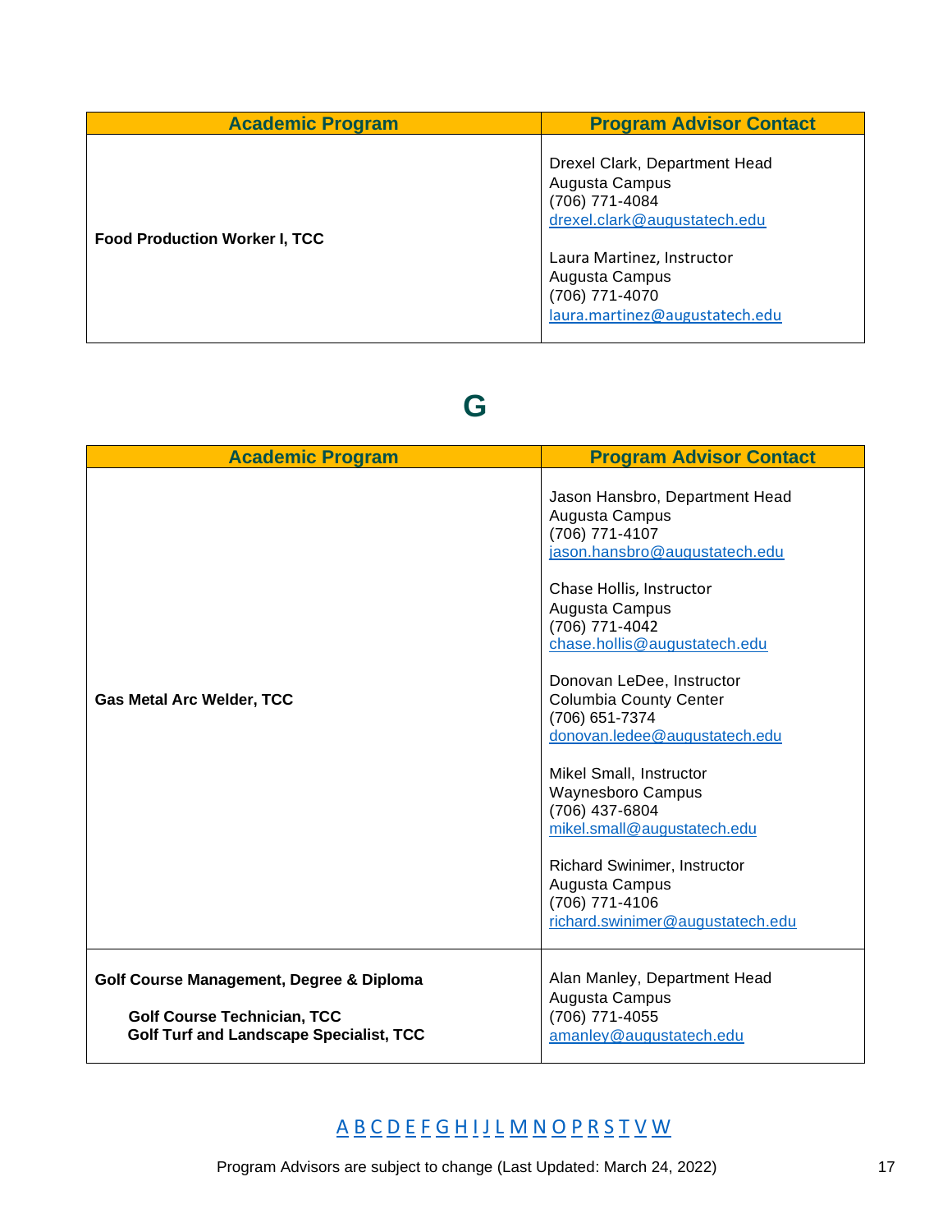| Academic Program | Program Advisor Contact |
| --- | --- |
| **Food Production Worker I, TCC** | Drexel Clark, Department Head<br>Augusta Campus<br>(706) 771-4084<br>drexel.clark@augustatech.edu<br><br>Laura Martinez, Instructor<br>Augusta Campus<br>(706) 771-4070<br>laura.martinez@augustatech.edu |

## G

| Academic Program | Program Advisor Contact |
| --- | --- |
| **Gas Metal Arc Welder, TCC** | Jason Hansbro, Department Head<br>Augusta Campus<br>(706) 771-4107<br>jason.hansbro@augustatech.edu<br><br>Chase Hollis, Instructor<br>Augusta Campus<br>(706) 771-4042<br>chase.hollis@augustatech.edu<br><br>Donovan LeDee, Instructor<br>Columbia County Center<br>(706) 651-7374<br>donovan.ledee@augustatech.edu<br><br>Mikel Small, Instructor<br>Waynesboro Campus<br>(706) 437-6804<br>mikel.small@augustatech.edu<br><br>Richard Swinimer, Instructor<br>Augusta Campus<br>(706) 771-4106<br>richard.swinimer@augustatech.edu |
| **Golf Course Management, Degree & Diploma**<br><br>**Golf Course Technician, TCC**<br>**Golf Turf and Landscape Specialist, TCC** | Alan Manley, Department Head<br>Augusta Campus<br>(706) 771-4055<br>amanley@augustatech.edu |

A B C D E F G H I J L M N O P R S T V W

Program Advisors are subject to change (Last Updated: March 24, 2022)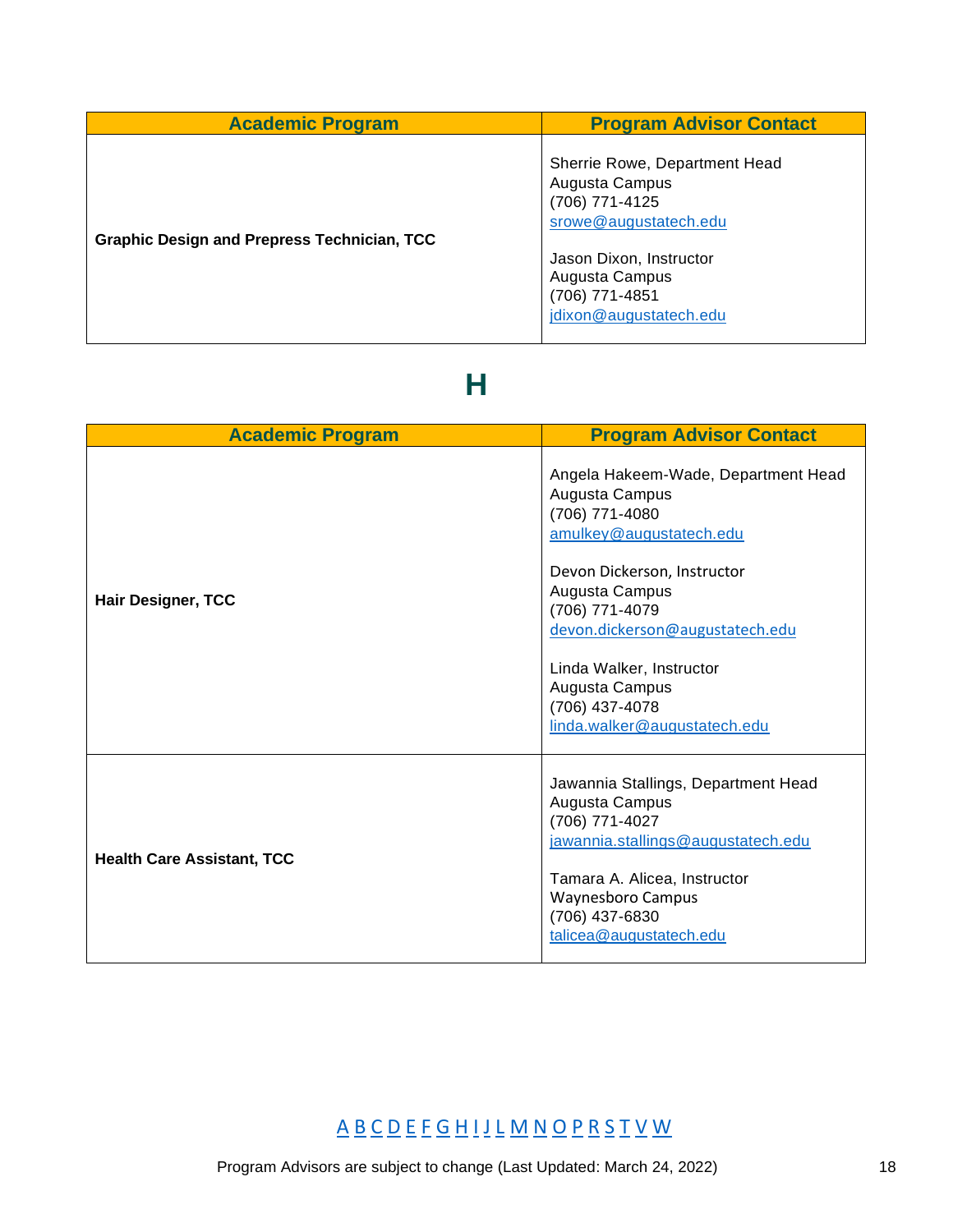| Academic Program | Program Advisor Contact |
| --- | --- |
| **Graphic Design and Prepress Technician, TCC** | Sherrie Rowe, Department Head<br>Augusta Campus<br>(706) 771-4125<br>srowe@augustatech.edu<br><br>Jason Dixon, Instructor<br>Augusta Campus<br>(706) 771-4851<br>jdixon@augustatech.edu |

# H

| Academic Program | Program Advisor Contact |
| --- | --- |
| **Hair Designer, TCC** | Angela Hakeem-Wade, Department Head<br>Augusta Campus<br>(706) 771-4080<br>amulkey@augustatech.edu<br><br>Devon Dickerson, Instructor<br>Augusta Campus<br>(706) 771-4079<br>devon.dickerson@augustatech.edu<br><br>Linda Walker, Instructor<br>Augusta Campus<br>(706) 437-4078<br>linda.walker@augustatech.edu |
| **Health Care Assistant, TCC** | Jawannia Stallings, Department Head<br>Augusta Campus<br>(706) 771-4027<br>jawannia.stallings@augustatech.edu<br><br>Tamara A. Alicea, Instructor<br>Waynesboro Campus<br>(706) 437-6830<br>talicea@augustatech.edu |

A B C D E F G H I J L M N O P R S T V W

Program Advisors are subject to change (Last Updated: March 24, 2022)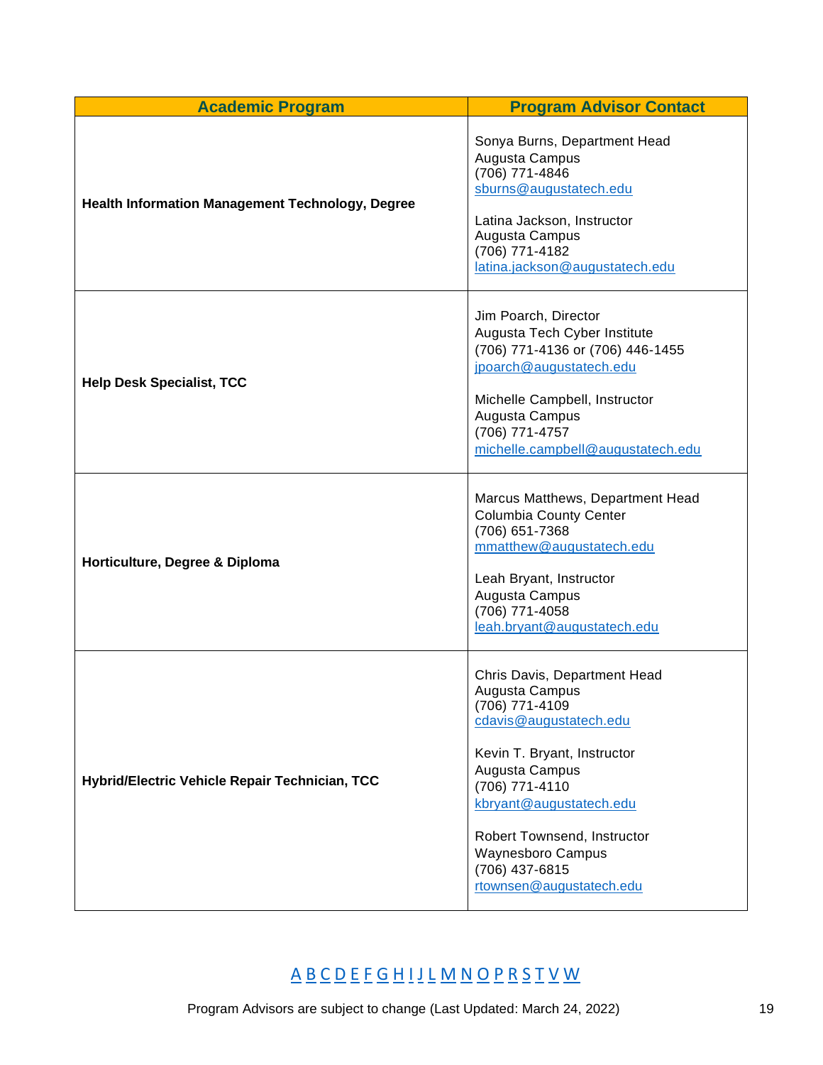| Academic Program | Program Advisor Contact |
|---|---|
| **Health Information Management Technology, Degree** | Sonya Burns, Department Head<br>Augusta Campus<br>(706) 771-4846<br>sburns@augustatech.edu<br><br>Latina Jackson, Instructor<br>Augusta Campus<br>(706) 771-4182<br>latina.jackson@augustatech.edu |
| **Help Desk Specialist, TCC** | Jim Poarch, Director<br>Augusta Tech Cyber Institute<br>(706) 771-4136 or (706) 446-1455<br>jpoarch@augustatech.edu<br><br>Michelle Campbell, Instructor<br>Augusta Campus<br>(706) 771-4757<br>michelle.campbell@augustatech.edu |
| **Horticulture, Degree & Diploma** | Marcus Matthews, Department Head<br>Columbia County Center<br>(706) 651-7368<br>mmatthew@augustatech.edu<br><br>Leah Bryant, Instructor<br>Augusta Campus<br>(706) 771-4058<br>leah.bryant@augustatech.edu |
| **Hybrid/Electric Vehicle Repair Technician, TCC** | Chris Davis, Department Head<br>Augusta Campus<br>(706) 771-4109<br>cdavis@augustatech.edu<br><br>Kevin T. Bryant, Instructor<br>Augusta Campus<br>(706) 771-4110<br>kbryant@augustatech.edu<br><br>Robert Townsend, Instructor<br>Waynesboro Campus<br>(706) 437-6815<br>rtownsen@augustatech.edu |

A B C D E F G H I J L M N O P R S T V W

Program Advisors are subject to change (Last Updated: March 24, 2022)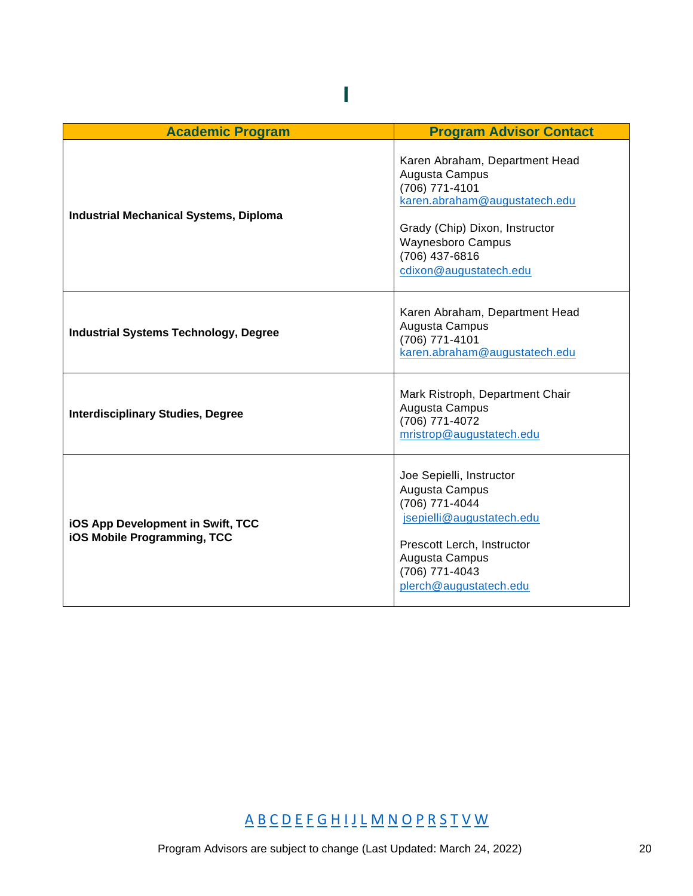# I

| Academic Program | Program Advisor Contact |
| --- | --- |
| **Industrial Mechanical Systems, Diploma** | Karen Abraham, Department Head<br>Augusta Campus<br>(706) 771-4101<br>karen.abraham@augustatech.edu<br><br>Grady (Chip) Dixon, Instructor<br>Waynesboro Campus<br>(706) 437-6816<br>cdixon@augustatech.edu |
| **Industrial Systems Technology, Degree** | Karen Abraham, Department Head<br>Augusta Campus<br>(706) 771-4101<br>karen.abraham@augustatech.edu |
| **Interdisciplinary Studies, Degree** | Mark Ristroph, Department Chair<br>Augusta Campus<br>(706) 771-4072<br>mristrop@augustatech.edu |
| **iOS App Development in Swift, TCC**<br>**iOS Mobile Programming, TCC** | Joe Sepielli, Instructor<br>Augusta Campus<br>(706) 771-4044<br>jsepielli@augustatech.edu<br><br>Prescott Lerch, Instructor<br>Augusta Campus<br>(706) 771-4043<br>plerch@augustatech.edu |

A B C D E F G H I J L M N O P R S T V W

Program Advisors are subject to change (Last Updated: March 24, 2022)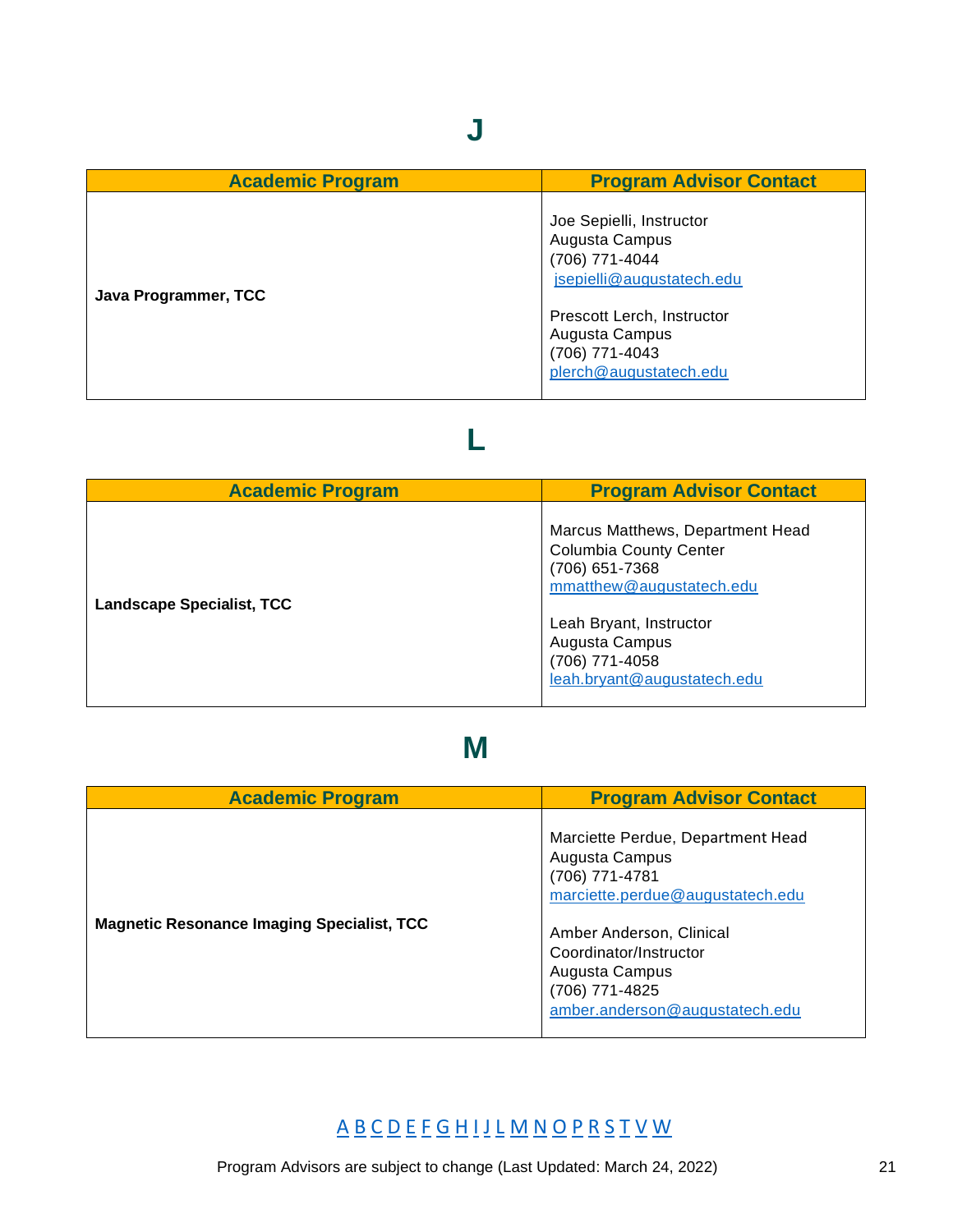# J

| Academic Program | Program Advisor Contact |
|---|---|
| **Java Programmer, TCC** | Joe Sepielli, Instructor<br>Augusta Campus<br>(706) 771-4044<br>jsepielli@augustatech.edu<br><br>Prescott Lerch, Instructor<br>Augusta Campus<br>(706) 771-4043<br>plerch@augustatech.edu |

# L

| Academic Program | Program Advisor Contact |
|---|---|
| **Landscape Specialist, TCC** | Marcus Matthews, Department Head<br>Columbia County Center<br>(706) 651-7368<br>mmatthew@augustatech.edu<br><br>Leah Bryant, Instructor<br>Augusta Campus<br>(706) 771-4058<br>leah.bryant@augustatech.edu |

# M

| Academic Program | Program Advisor Contact |
|---|---|
| **Magnetic Resonance Imaging Specialist, TCC** | Marciette Perdue, Department Head<br>Augusta Campus<br>(706) 771-4781<br>marciette.perdue@augustatech.edu<br><br>Amber Anderson, Clinical Coordinator/Instructor<br>Augusta Campus<br>(706) 771-4825<br>amber.anderson@augustatech.edu |

A B C D E F G H I J L M N O P R S T V W

Program Advisors are subject to change (Last Updated: March 24, 2022)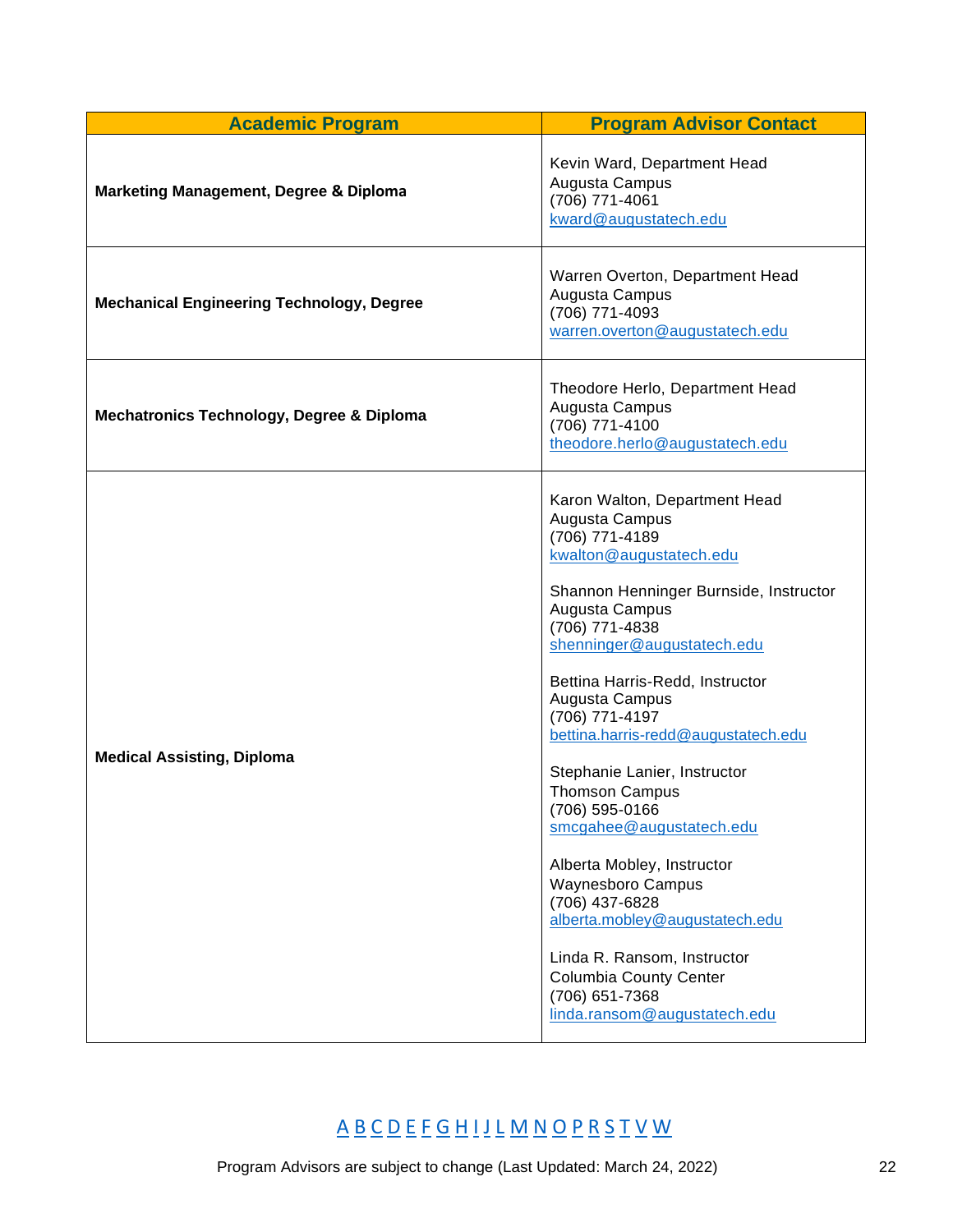| Academic Program | Program Advisor Contact |
|---|---|
| **Marketing Management, Degree & Diploma** | Kevin Ward, Department Head<br>Augusta Campus<br>(706) 771-4061<br>kward@augustatech.edu |
| **Mechanical Engineering Technology, Degree** | Warren Overton, Department Head<br>Augusta Campus<br>(706) 771-4093<br>warren.overton@augustatech.edu |
| **Mechatronics Technology, Degree & Diploma** | Theodore Herlo, Department Head<br>Augusta Campus<br>(706) 771-4100<br>theodore.herlo@augustatech.edu |
| **Medical Assisting, Diploma** | Karon Walton, Department Head<br>Augusta Campus<br>(706) 771-4189<br>kwalton@augustatech.edu<br><br>Shannon Henninger Burnside, Instructor<br>Augusta Campus<br>(706) 771-4838<br>shenninger@augustatech.edu<br><br>Bettina Harris-Redd, Instructor<br>Augusta Campus<br>(706) 771-4197<br>bettina.harris-redd@augustatech.edu<br><br>Stephanie Lanier, Instructor<br>Thomson Campus<br>(706) 595-0166<br>smcgahee@augustatech.edu<br><br>Alberta Mobley, Instructor<br>Waynesboro Campus<br>(706) 437-6828<br>alberta.mobley@augustatech.edu<br><br>Linda R. Ransom, Instructor<br>Columbia County Center<br>(706) 651-7368<br>linda.ransom@augustatech.edu |

A B C D E F G H I J L M N O P R S T V W

Program Advisors are subject to change (Last Updated: March 24, 2022)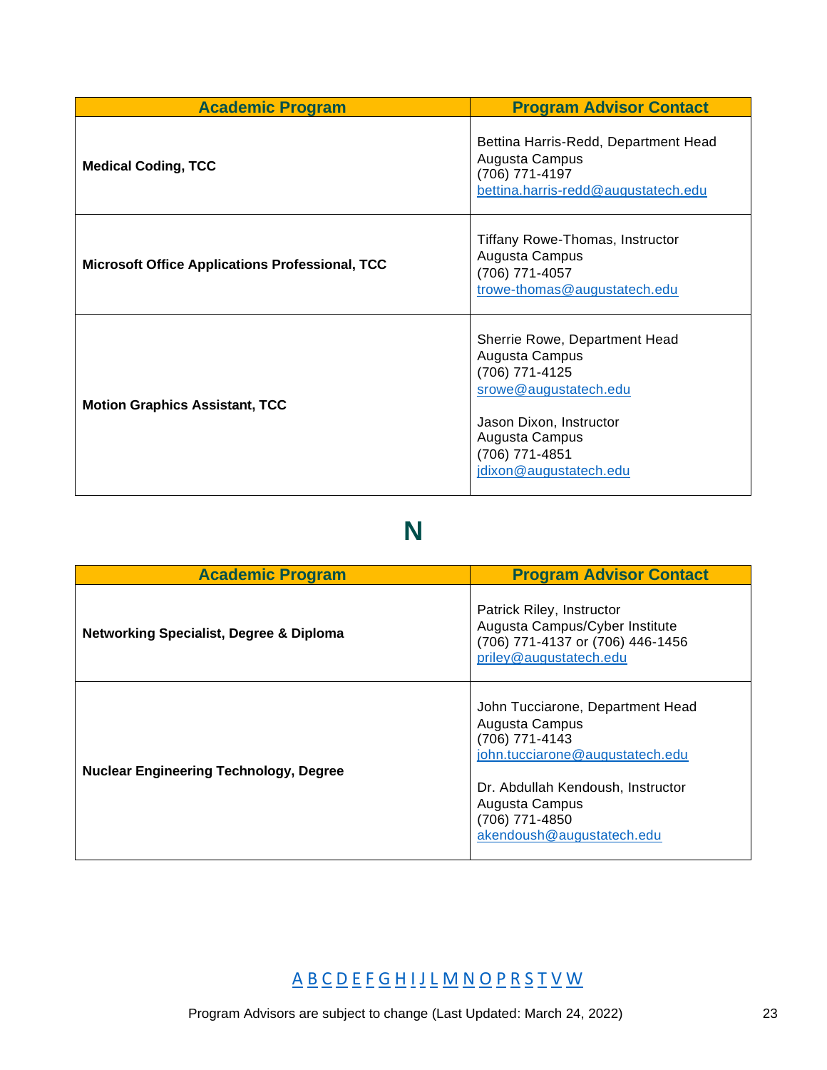| Academic Program | Program Advisor Contact |
| --- | --- |
| **Medical Coding, TCC** | Bettina Harris-Redd, Department Head<br>Augusta Campus<br>(706) 771-4197<br>bettina.harris-redd@augustatech.edu |
| **Microsoft Office Applications Professional, TCC** | Tiffany Rowe-Thomas, Instructor<br>Augusta Campus<br>(706) 771-4057<br>trowe-thomas@augustatech.edu |
| **Motion Graphics Assistant, TCC** | Sherrie Rowe, Department Head<br>Augusta Campus<br>(706) 771-4125<br>srowe@augustatech.edu<br><br>Jason Dixon, Instructor<br>Augusta Campus<br>(706) 771-4851<br>jdixon@augustatech.edu |

# N

| Academic Program | Program Advisor Contact |
| --- | --- |
| **Networking Specialist, Degree & Diploma** | Patrick Riley, Instructor<br>Augusta Campus/Cyber Institute<br>(706) 771-4137 or (706) 446-1456<br>priley@augustatech.edu |
| **Nuclear Engineering Technology, Degree** | John Tucciarone, Department Head<br>Augusta Campus<br>(706) 771-4143<br>john.tucciarone@augustatech.edu<br><br>Dr. Abdullah Kendoush, Instructor<br>Augusta Campus<br>(706) 771-4850<br>akendoush@augustatech.edu |

A B C D E F G H I J L M N O P R S T V W

Program Advisors are subject to change (Last Updated: March 24, 2022)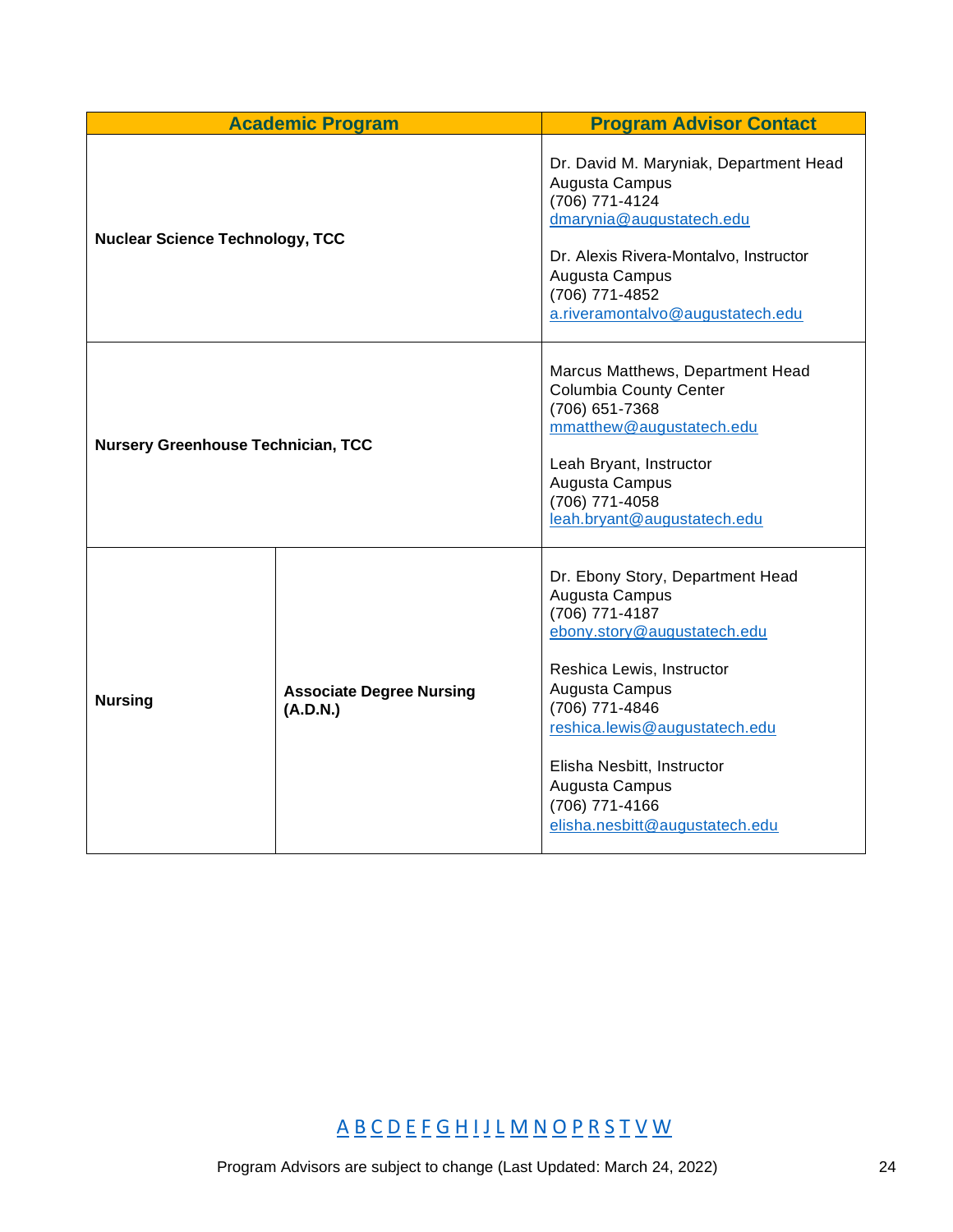| Academic Program | | Program Advisor Contact |
|---|---|---|
| **Nuclear Science Technology, TCC** | | Dr. David M. Maryniak, Department Head<br>Augusta Campus<br>(706) 771-4124<br>dmarynia@augustatech.edu<br><br>Dr. Alexis Rivera-Montalvo, Instructor<br>Augusta Campus<br>(706) 771-4852<br>a.riveramontalvo@augustatech.edu |
| **Nursery Greenhouse Technician, TCC** | | Marcus Matthews, Department Head<br>Columbia County Center<br>(706) 651-7368<br>mmatthew@augustatech.edu<br><br>Leah Bryant, Instructor<br>Augusta Campus<br>(706) 771-4058<br>leah.bryant@augustatech.edu |
| **Nursing** | **Associate Degree Nursing (A.D.N.)** | Dr. Ebony Story, Department Head<br>Augusta Campus<br>(706) 771-4187<br>ebony.story@augustatech.edu<br><br>Reshica Lewis, Instructor<br>Augusta Campus<br>(706) 771-4846<br>reshica.lewis@augustatech.edu<br><br>Elisha Nesbitt, Instructor<br>Augusta Campus<br>(706) 771-4166<br>elisha.nesbitt@augustatech.edu |

A B C D E F G H I J L M N O P R S T V W

Program Advisors are subject to change (Last Updated: March 24, 2022)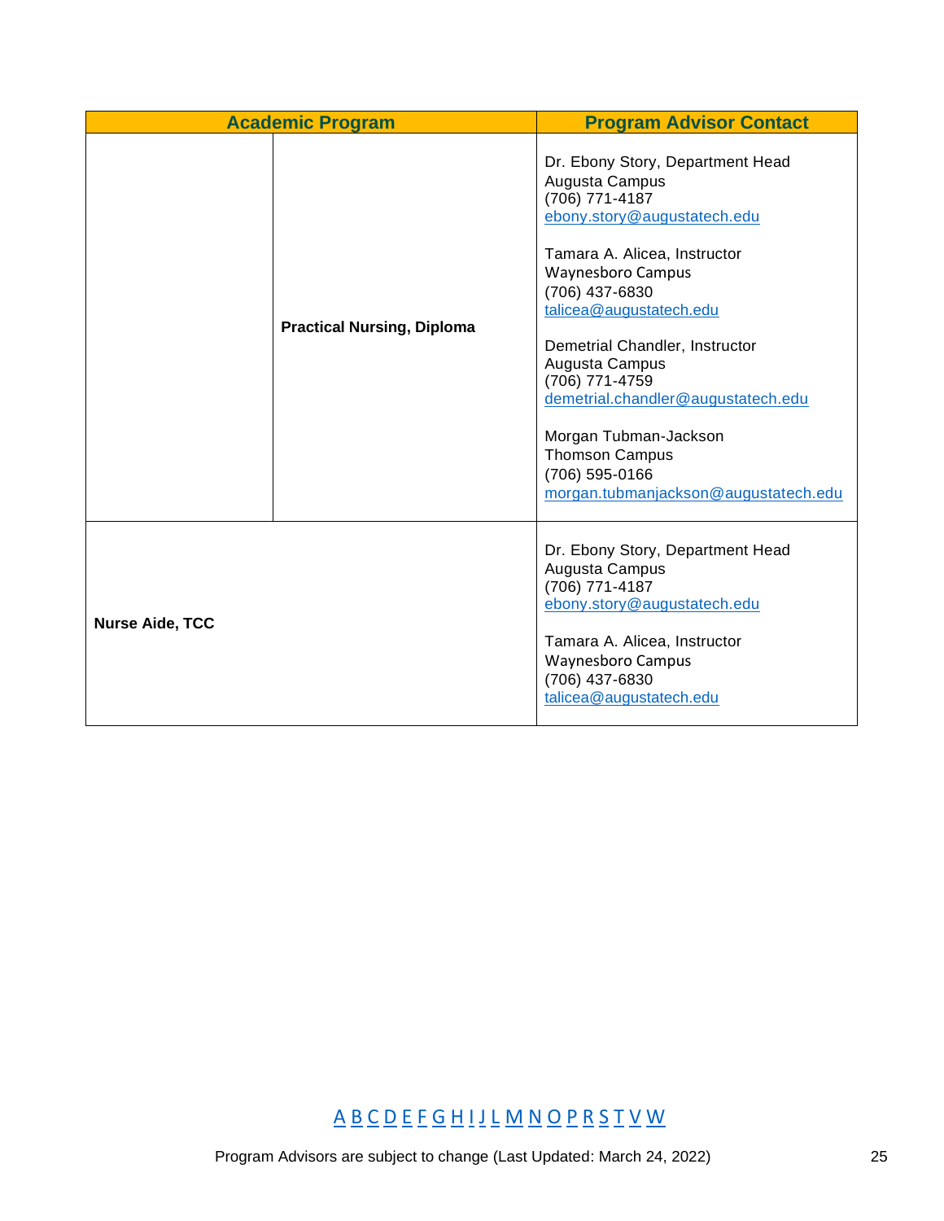| Academic Program | | Program Advisor Contact |
| --- | --- | --- |
| | **Practical Nursing, Diploma** | Dr. Ebony Story, Department Head<br>Augusta Campus<br>(706) 771-4187<br>ebony.story@augustatech.edu<br><br>Tamara A. Alicea, Instructor<br>Waynesboro Campus<br>(706) 437-6830<br>talicea@augustatech.edu<br><br>Demetrial Chandler, Instructor<br>Augusta Campus<br>(706) 771-4759<br>demetrial.chandler@augustatech.edu<br><br>Morgan Tubman-Jackson<br>Thomson Campus<br>(706) 595-0166<br>morgan.tubmanjackson@augustatech.edu |
| **Nurse Aide, TCC** | | Dr. Ebony Story, Department Head<br>Augusta Campus<br>(706) 771-4187<br>ebony.story@augustatech.edu<br><br>Tamara A. Alicea, Instructor<br>Waynesboro Campus<br>(706) 437-6830<br>talicea@augustatech.edu |

A B C D E F G H I J L M N O P R S T V W

Program Advisors are subject to change (Last Updated: March 24, 2022)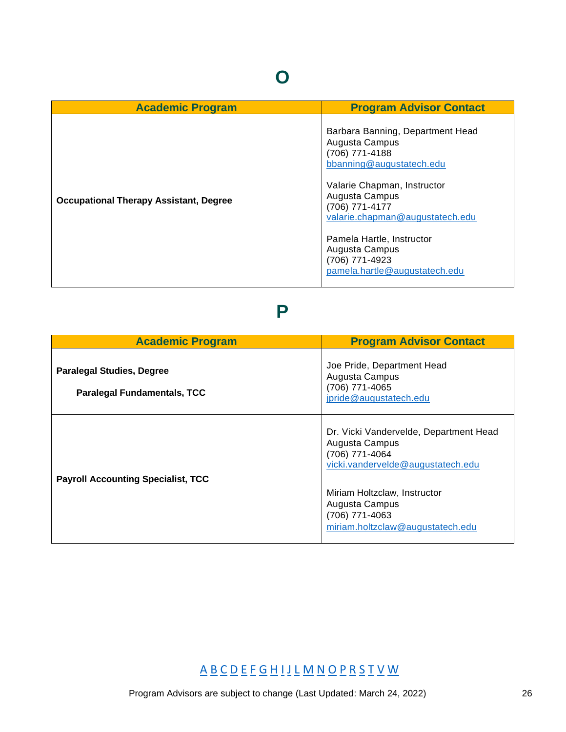# O

| Academic Program | Program Advisor Contact |
| --- | --- |
| **Occupational Therapy Assistant, Degree** | Barbara Banning, Department Head<br>Augusta Campus<br>(706) 771-4188<br>bbanning@augustatech.edu<br><br>Valarie Chapman, Instructor<br>Augusta Campus<br>(706) 771-4177<br>valarie.chapman@augustatech.edu<br><br>Pamela Hartle, Instructor<br>Augusta Campus<br>(706) 771-4923<br>pamela.hartle@augustatech.edu |

# P

| Academic Program | Program Advisor Contact |
| --- | --- |
| **Paralegal Studies, Degree**<br><br>**Paralegal Fundamentals, TCC** | Joe Pride, Department Head<br>Augusta Campus<br>(706) 771-4065<br>jpride@augustatech.edu |
| **Payroll Accounting Specialist, TCC** | Dr. Vicki Vandervelde, Department Head<br>Augusta Campus<br>(706) 771-4064<br>vicki.vandervelde@augustatech.edu<br><br>Miriam Holtzclaw, Instructor<br>Augusta Campus<br>(706) 771-4063<br>miriam.holtzclaw@augustatech.edu |

A B C D E F G H I J L M N O P R S T V W

Program Advisors are subject to change (Last Updated: March 24, 2022)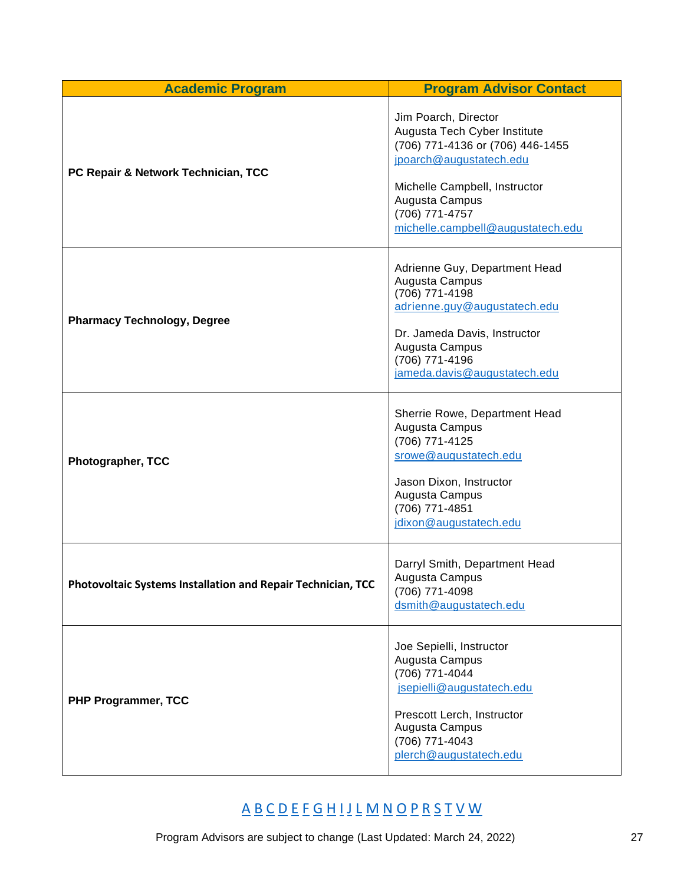| Academic Program | Program Advisor Contact |
|---|---|
| **PC Repair & Network Technician, TCC** | Jim Poarch, Director<br>Augusta Tech Cyber Institute<br>(706) 771-4136 or (706) 446-1455<br>jpoarch@augustatech.edu<br><br>Michelle Campbell, Instructor<br>Augusta Campus<br>(706) 771-4757<br>michelle.campbell@augustatech.edu |
| **Pharmacy Technology, Degree** | Adrienne Guy, Department Head<br>Augusta Campus<br>(706) 771-4198<br>adrienne.guy@augustatech.edu<br><br>Dr. Jameda Davis, Instructor<br>Augusta Campus<br>(706) 771-4196<br>jameda.davis@augustatech.edu |
| **Photographer, TCC** | Sherrie Rowe, Department Head<br>Augusta Campus<br>(706) 771-4125<br>srowe@augustatech.edu<br><br>Jason Dixon, Instructor<br>Augusta Campus<br>(706) 771-4851<br>jdixon@augustatech.edu |
| **Photovoltaic Systems Installation and Repair Technician, TCC** | Darryl Smith, Department Head<br>Augusta Campus<br>(706) 771-4098<br>dsmith@augustatech.edu |
| **PHP Programmer, TCC** | Joe Sepielli, Instructor<br>Augusta Campus<br>(706) 771-4044<br>jsepielli@augustatech.edu<br><br>Prescott Lerch, Instructor<br>Augusta Campus<br>(706) 771-4043<br>plerch@augustatech.edu |

A B C D E F G H I J L M N O P R S T V W

Program Advisors are subject to change (Last Updated: March 24, 2022)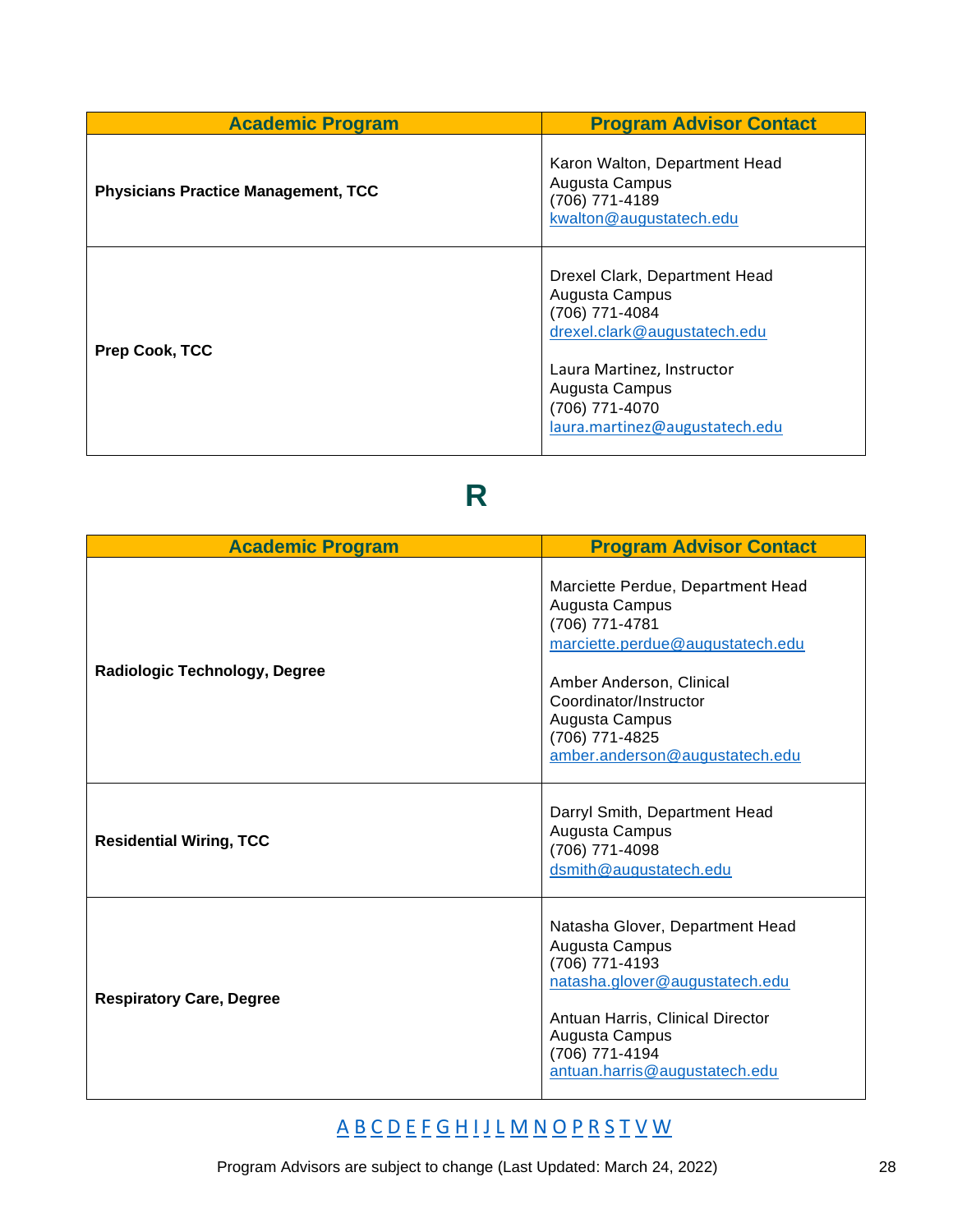| Academic Program | Program Advisor Contact |
|---|---|
| **Physicians Practice Management, TCC** | Karon Walton, Department Head<br>Augusta Campus<br>(706) 771-4189<br>kwalton@augustatech.edu |
| **Prep Cook, TCC** | Drexel Clark, Department Head<br>Augusta Campus<br>(706) 771-4084<br>drexel.clark@augustatech.edu<br><br>Laura Martinez, Instructor<br>Augusta Campus<br>(706) 771-4070<br>laura.martinez@augustatech.edu |

# R

| Academic Program | Program Advisor Contact |
|---|---|
| **Radiologic Technology, Degree** | Marciette Perdue, Department Head<br>Augusta Campus<br>(706) 771-4781<br>marciette.perdue@augustatech.edu<br><br>Amber Anderson, Clinical Coordinator/Instructor<br>Augusta Campus<br>(706) 771-4825<br>amber.anderson@augustatech.edu |
| **Residential Wiring, TCC** | Darryl Smith, Department Head<br>Augusta Campus<br>(706) 771-4098<br>dsmith@augustatech.edu |
| **Respiratory Care, Degree** | Natasha Glover, Department Head<br>Augusta Campus<br>(706) 771-4193<br>natasha.glover@augustatech.edu<br><br>Antuan Harris, Clinical Director<br>Augusta Campus<br>(706) 771-4194<br>antuan.harris@augustatech.edu |

A B C D E F G H I J L M N O P R S T V W

Program Advisors are subject to change (Last Updated: March 24, 2022)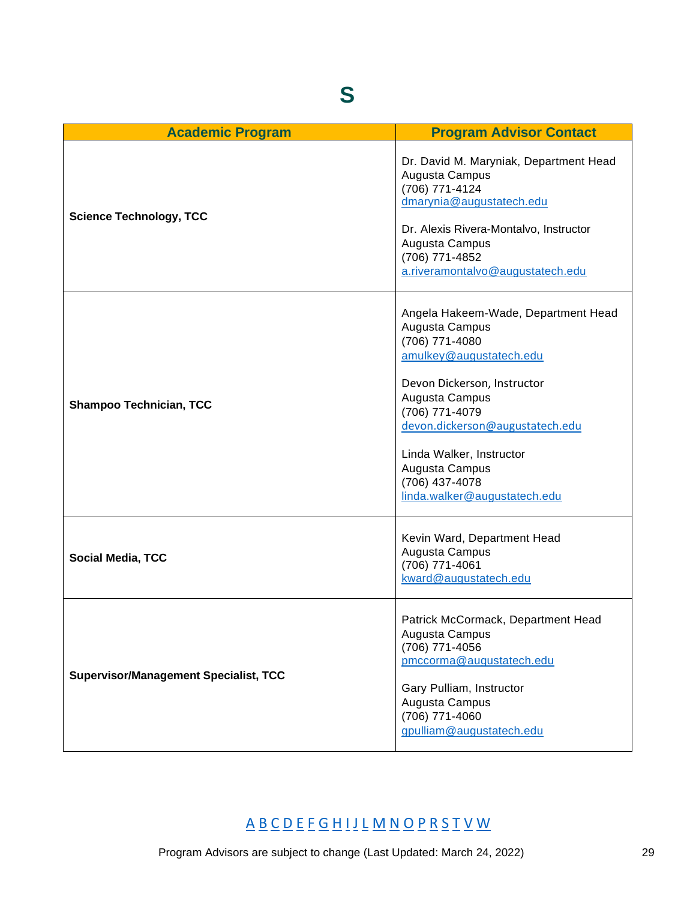# S

| Academic Program | Program Advisor Contact |
|---|---|
| **Science Technology, TCC** | Dr. David M. Maryniak, Department Head<br>Augusta Campus<br>(706) 771-4124<br>dmarynia@augustatech.edu<br><br>Dr. Alexis Rivera-Montalvo, Instructor<br>Augusta Campus<br>(706) 771-4852<br>a.riveramontalvo@augustatech.edu |
| **Shampoo Technician, TCC** | Angela Hakeem-Wade, Department Head<br>Augusta Campus<br>(706) 771-4080<br>amulkey@augustatech.edu<br><br>Devon Dickerson, Instructor<br>Augusta Campus<br>(706) 771-4079<br>devon.dickerson@augustatech.edu<br><br>Linda Walker, Instructor<br>Augusta Campus<br>(706) 437-4078<br>linda.walker@augustatech.edu |
| **Social Media, TCC** | Kevin Ward, Department Head<br>Augusta Campus<br>(706) 771-4061<br>kward@augustatech.edu |
| **Supervisor/Management Specialist, TCC** | Patrick McCormack, Department Head<br>Augusta Campus<br>(706) 771-4056<br>pmccorma@augustatech.edu<br><br>Gary Pulliam, Instructor<br>Augusta Campus<br>(706) 771-4060<br>gpulliam@augustatech.edu |

A B C D E F G H I J L M N O P R S T V W

Program Advisors are subject to change (Last Updated: March 24, 2022)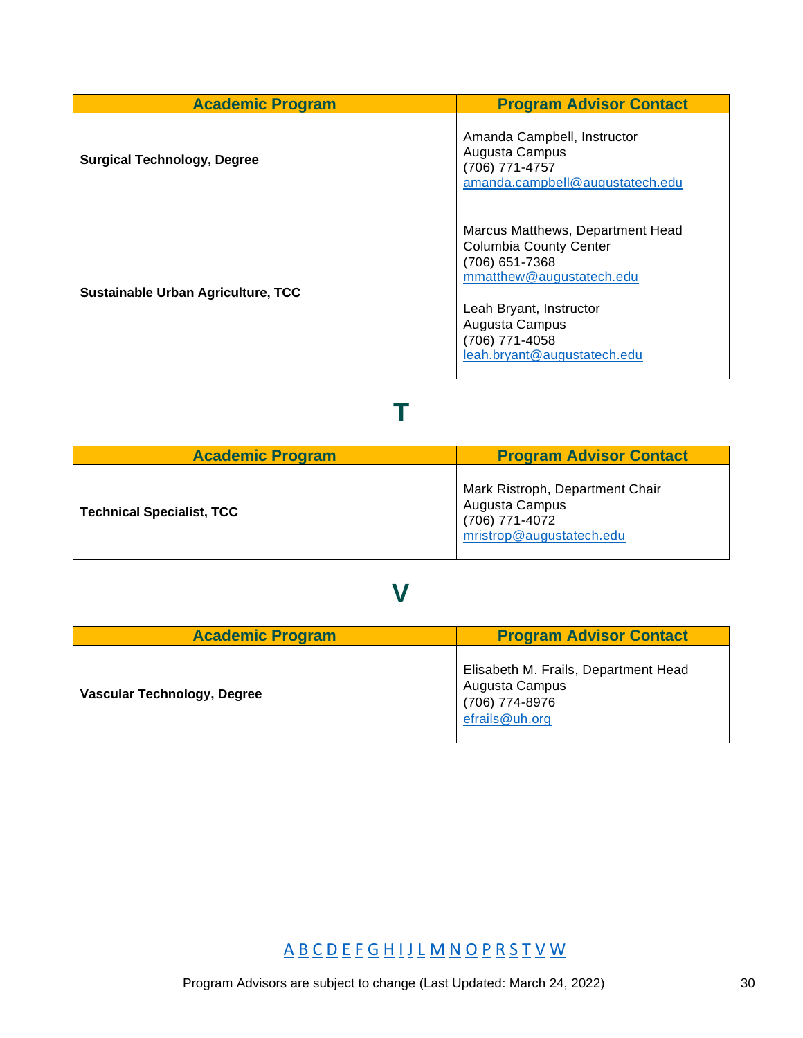| Academic Program | Program Advisor Contact |
|---|---|
| **Surgical Technology, Degree** | Amanda Campbell, Instructor<br>Augusta Campus<br>(706) 771-4757<br>amanda.campbell@augustatech.edu |
| **Sustainable Urban Agriculture, TCC** | Marcus Matthews, Department Head<br>Columbia County Center<br>(706) 651-7368<br>mmatthew@augustatech.edu<br><br>Leah Bryant, Instructor<br>Augusta Campus<br>(706) 771-4058<br>leah.bryant@augustatech.edu |

# T

| Academic Program | Program Advisor Contact |
|---|---|
| **Technical Specialist, TCC** | Mark Ristroph, Department Chair<br>Augusta Campus<br>(706) 771-4072<br>mristrop@augustatech.edu |

# V

| Academic Program | Program Advisor Contact |
|---|---|
| **Vascular Technology, Degree** | Elisabeth M. Frails, Department Head<br>Augusta Campus<br>(706) 774-8976<br>efrails@uh.org |

A B C D E F G H I J L M N O P R S T V W

Program Advisors are subject to change (Last Updated: March 24, 2022)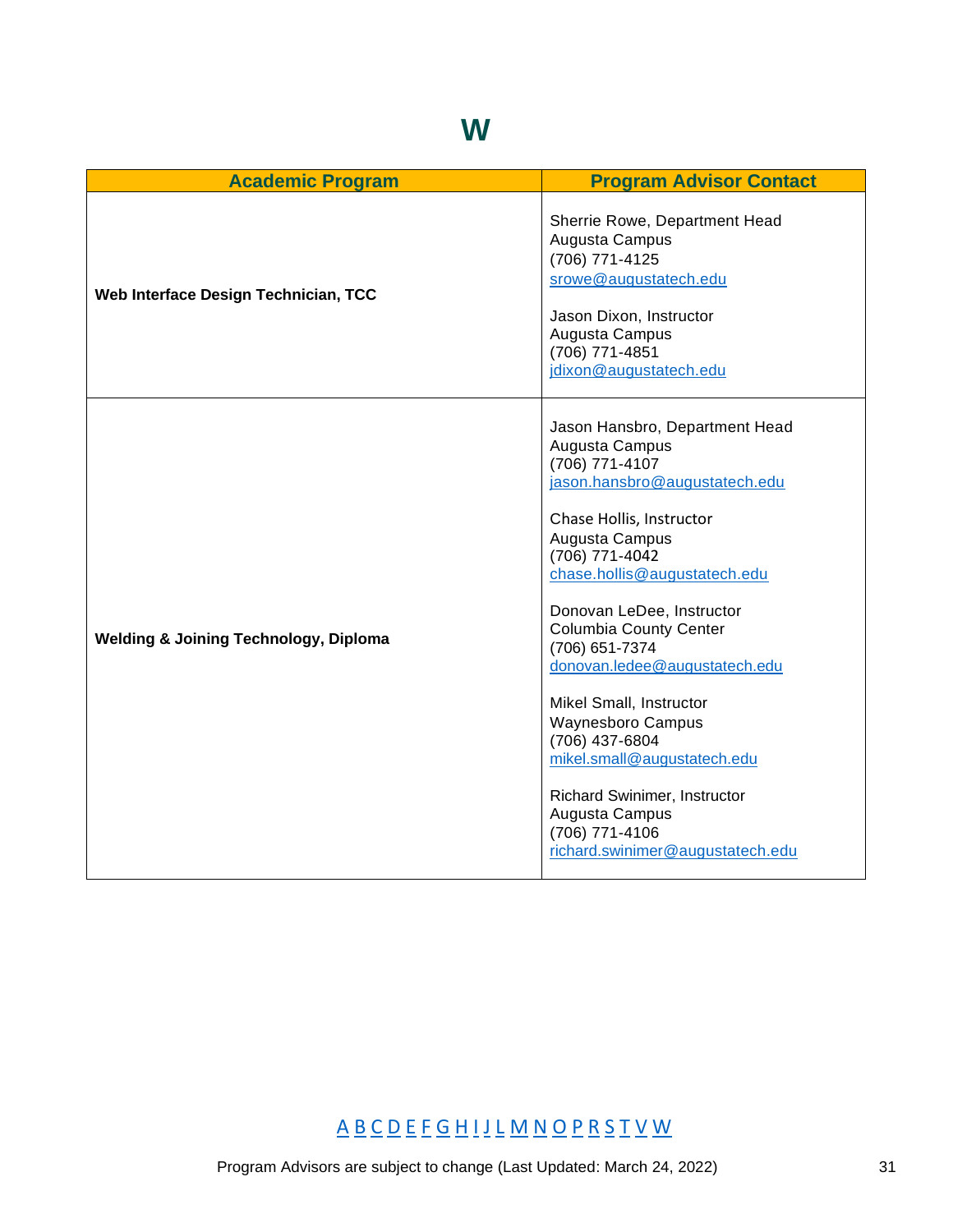# W

| Academic Program | Program Advisor Contact |
| --- | --- |
| **Web Interface Design Technician, TCC** | Sherrie Rowe, Department Head<br>Augusta Campus<br>(706) 771-4125<br>srowe@augustatech.edu<br><br>Jason Dixon, Instructor<br>Augusta Campus<br>(706) 771-4851<br>jdixon@augustatech.edu |
| **Welding & Joining Technology, Diploma** | Jason Hansbro, Department Head<br>Augusta Campus<br>(706) 771-4107<br>jason.hansbro@augustatech.edu<br><br>Chase Hollis, Instructor<br>Augusta Campus<br>(706) 771-4042<br>chase.hollis@augustatech.edu<br><br>Donovan LeDee, Instructor<br>Columbia County Center<br>(706) 651-7374<br>donovan.ledee@augustatech.edu<br><br>Mikel Small, Instructor<br>Waynesboro Campus<br>(706) 437-6804<br>mikel.small@augustatech.edu<br><br>Richard Swinimer, Instructor<br>Augusta Campus<br>(706) 771-4106<br>richard.swinimer@augustatech.edu |

A B C D E F G H I J L M N O P R S T V W

Program Advisors are subject to change (Last Updated: March 24, 2022)